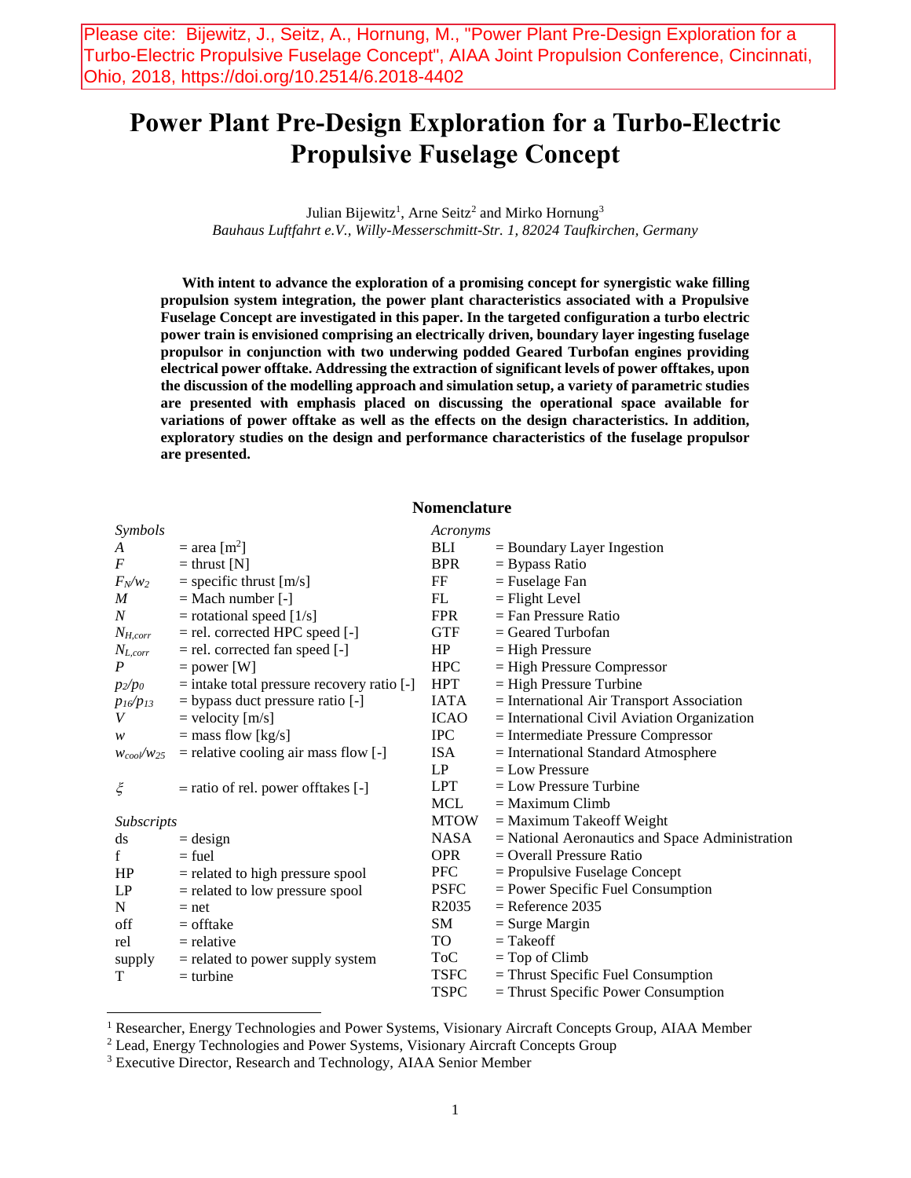Please cite: Bijewitz, J., Seitz, A., Hornung, M., "Power Plant Pre-Design Exploration for a Turbo-Electric Propulsive Fuselage Concept", AIAA Joint Propulsion Conference, Cincinnati, Ohio, 2018, https://doi.org/10.2514/6.2018-4402

# Power Plant Pre-Design Exploration for a Turbo-Electric Propulsive Fuselage Concept

Julian Bijewitz[1], Arne Seitz[2] and Mirko Hornung[3]

*Bauhaus Luftfahrt e.V., Willy-Messerschmitt-Str. 1, 82024 Taufkirchen, Germany*

**With intent to advance the exploration of a promising concept for synergistic wake filling propulsion system integration, the power plant characteristics associated with a Propulsive Fuselage Concept are investigated in this paper. In the targeted configuration a turbo electric power train is envisioned comprising an electrically driven, boundary layer ingesting fuselage propulsor in conjunction with two underwing podded Geared Turbofan engines providing electrical power offtake. Addressing the extraction of significant levels of power offtakes, upon the discussion of the modelling approach and simulation setup, a variety of parametric studies are presented with emphasis placed on discussing the operational space available for variations of power offtake as well as the effects on the design characteristics. In addition, exploratory studies on the design and performance characteristics of the fuselage propulsor are presented.**

## Nomenclature

*Symbols*

| | |
|---|---|
| $A$ | = area [m$^2$] |
| $F$ | = thrust [N] |
| $F_N/w_2$ | = specific thrust [m/s] |
| $M$ | = Mach number [-] |
| $N$ | = rotational speed [1/s] |
| $N_{H,corr}$ | = rel. corrected HPC speed [-] |
| $N_{L,corr}$ | = rel. corrected fan speed [-] |
| $P$ | = power [W] |
| $p_2/p_0$ | = intake total pressure recovery ratio [-] |
| $p_{16}/p_{13}$ | = bypass duct pressure ratio [-] |
| $V$ | = velocity [m/s] |
| $w$ | = mass flow [kg/s] |
| $w_{cool}/w_{25}$ | = relative cooling air mass flow [-] |
| $\xi$ | = ratio of rel. power offtakes [-] |

*Subscripts*

| | |
|---|---|
| ds | = design |
| f | = fuel |
| HP | = related to high pressure spool |
| LP | = related to low pressure spool |
| N | = net |
| off | = offtake |
| rel | = relative |
| supply | = related to power supply system |
| T | = turbine |

*Acronyms*

| | |
|---|---|
| BLI | = Boundary Layer Ingestion |
| BPR | = Bypass Ratio |
| FF | = Fuselage Fan |
| FL | = Flight Level |
| FPR | = Fan Pressure Ratio |
| GTF | = Geared Turbofan |
| HP | = High Pressure |
| HPC | = High Pressure Compressor |
| HPT | = High Pressure Turbine |
| IATA | = International Air Transport Association |
| ICAO | = International Civil Aviation Organization |
| IPC | = Intermediate Pressure Compressor |
| ISA | = International Standard Atmosphere |
| LP | = Low Pressure |
| LPT | = Low Pressure Turbine |
| MCL | = Maximum Climb |
| MTOW | = Maximum Takeoff Weight |
| NASA | = National Aeronautics and Space Administration |
| OPR | = Overall Pressure Ratio |
| PFC | = Propulsive Fuselage Concept |
| PSFC | = Power Specific Fuel Consumption |
| R2035 | = Reference 2035 |
| SM | = Surge Margin |
| TO | = Takeoff |
| ToC | = Top of Climb |
| TSFC | = Thrust Specific Fuel Consumption |
| TSPC | = Thrust Specific Power Consumption |

[1] Researcher, Energy Technologies and Power Systems, Visionary Aircraft Concepts Group, AIAA Member

[2] Lead, Energy Technologies and Power Systems, Visionary Aircraft Concepts Group

[3] Executive Director, Research and Technology, AIAA Senior Member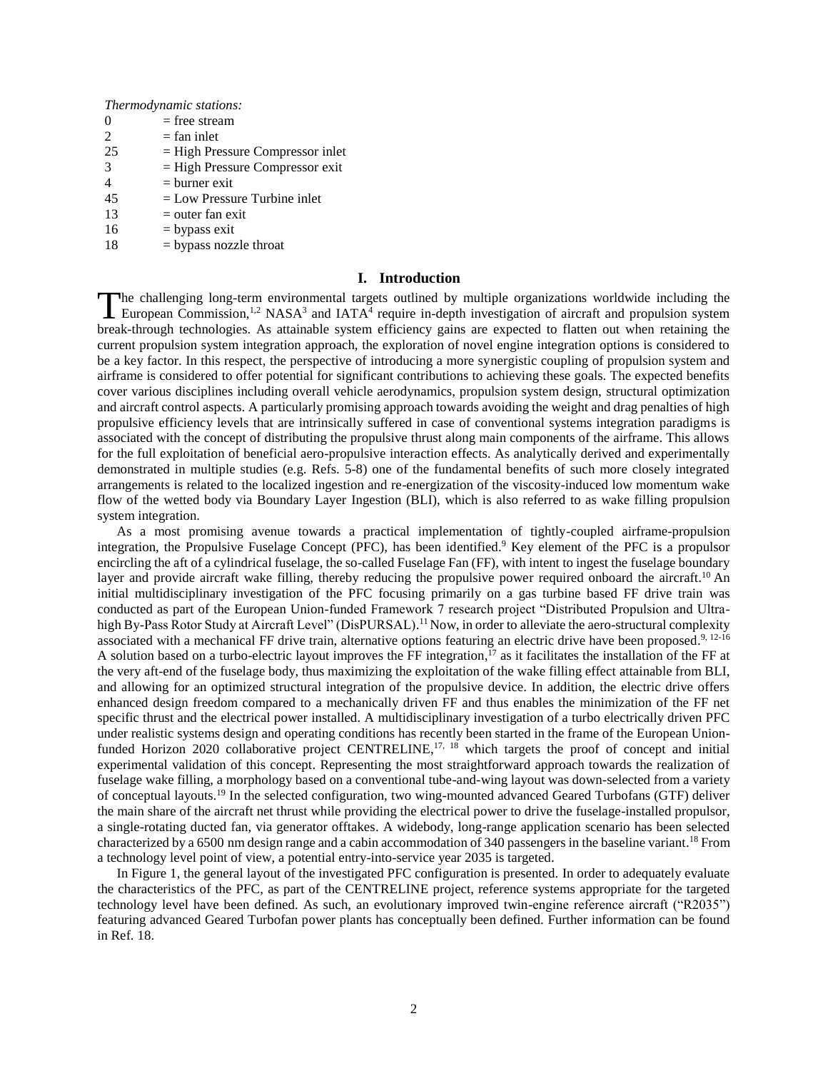*Thermodynamic stations:*

| | |
|---|---|
| 0 | = free stream |
| 2 | = fan inlet |
| 25 | = High Pressure Compressor inlet |
| 3 | = High Pressure Compressor exit |
| 4 | = burner exit |
| 45 | = Low Pressure Turbine inlet |
| 13 | = outer fan exit |
| 16 | = bypass exit |
| 18 | = bypass nozzle throat |

## I. Introduction

The challenging long-term environmental targets outlined by multiple organizations worldwide including the European Commission,[1,2] NASA[3] and IATA[4] require in-depth investigation of aircraft and propulsion system break-through technologies. As attainable system efficiency gains are expected to flatten out when retaining the current propulsion system integration approach, the exploration of novel engine integration options is considered to be a key factor. In this respect, the perspective of introducing a more synergistic coupling of propulsion system and airframe is considered to offer potential for significant contributions to achieving these goals. The expected benefits cover various disciplines including overall vehicle aerodynamics, propulsion system design, structural optimization and aircraft control aspects. A particularly promising approach towards avoiding the weight and drag penalties of high propulsive efficiency levels that are intrinsically suffered in case of conventional systems integration paradigms is associated with the concept of distributing the propulsive thrust along main components of the airframe. This allows for the full exploitation of beneficial aero-propulsive interaction effects. As analytically derived and experimentally demonstrated in multiple studies (e.g. Refs. 5-8) one of the fundamental benefits of such more closely integrated arrangements is related to the localized ingestion and re-energization of the viscosity-induced low momentum wake flow of the wetted body via Boundary Layer Ingestion (BLI), which is also referred to as wake filling propulsion system integration.

As a most promising avenue towards a practical implementation of tightly-coupled airframe-propulsion integration, the Propulsive Fuselage Concept (PFC), has been identified.[9] Key element of the PFC is a propulsor encircling the aft of a cylindrical fuselage, the so-called Fuselage Fan (FF), with intent to ingest the fuselage boundary layer and provide aircraft wake filling, thereby reducing the propulsive power required onboard the aircraft.[10] An initial multidisciplinary investigation of the PFC focusing primarily on a gas turbine based FF drive train was conducted as part of the European Union-funded Framework 7 research project "Distributed Propulsion and Ultra-high By-Pass Rotor Study at Aircraft Level" (DisPURSAL).[11] Now, in order to alleviate the aero-structural complexity associated with a mechanical FF drive train, alternative options featuring an electric drive have been proposed.[9, 12-16] A solution based on a turbo-electric layout improves the FF integration,[17] as it facilitates the installation of the FF at the very aft-end of the fuselage body, thus maximizing the exploitation of the wake filling effect attainable from BLI, and allowing for an optimized structural integration of the propulsive device. In addition, the electric drive offers enhanced design freedom compared to a mechanically driven FF and thus enables the minimization of the FF net specific thrust and the electrical power installed. A multidisciplinary investigation of a turbo electrically driven PFC under realistic systems design and operating conditions has recently been started in the frame of the European Union-funded Horizon 2020 collaborative project CENTRELINE,[17, 18] which targets the proof of concept and initial experimental validation of this concept. Representing the most straightforward approach towards the realization of fuselage wake filling, a morphology based on a conventional tube-and-wing layout was down-selected from a variety of conceptual layouts.[19] In the selected configuration, two wing-mounted advanced Geared Turbofans (GTF) deliver the main share of the aircraft net thrust while providing the electrical power to drive the fuselage-installed propulsor, a single-rotating ducted fan, via generator offtakes. A widebody, long-range application scenario has been selected characterized by a 6500 nm design range and a cabin accommodation of 340 passengers in the baseline variant.[18] From a technology level point of view, a potential entry-into-service year 2035 is targeted.

In Figure 1, the general layout of the investigated PFC configuration is presented. In order to adequately evaluate the characteristics of the PFC, as part of the CENTRELINE project, reference systems appropriate for the targeted technology level have been defined. As such, an evolutionary improved twin-engine reference aircraft ("R2035") featuring advanced Geared Turbofan power plants has conceptually been defined. Further information can be found in Ref. 18.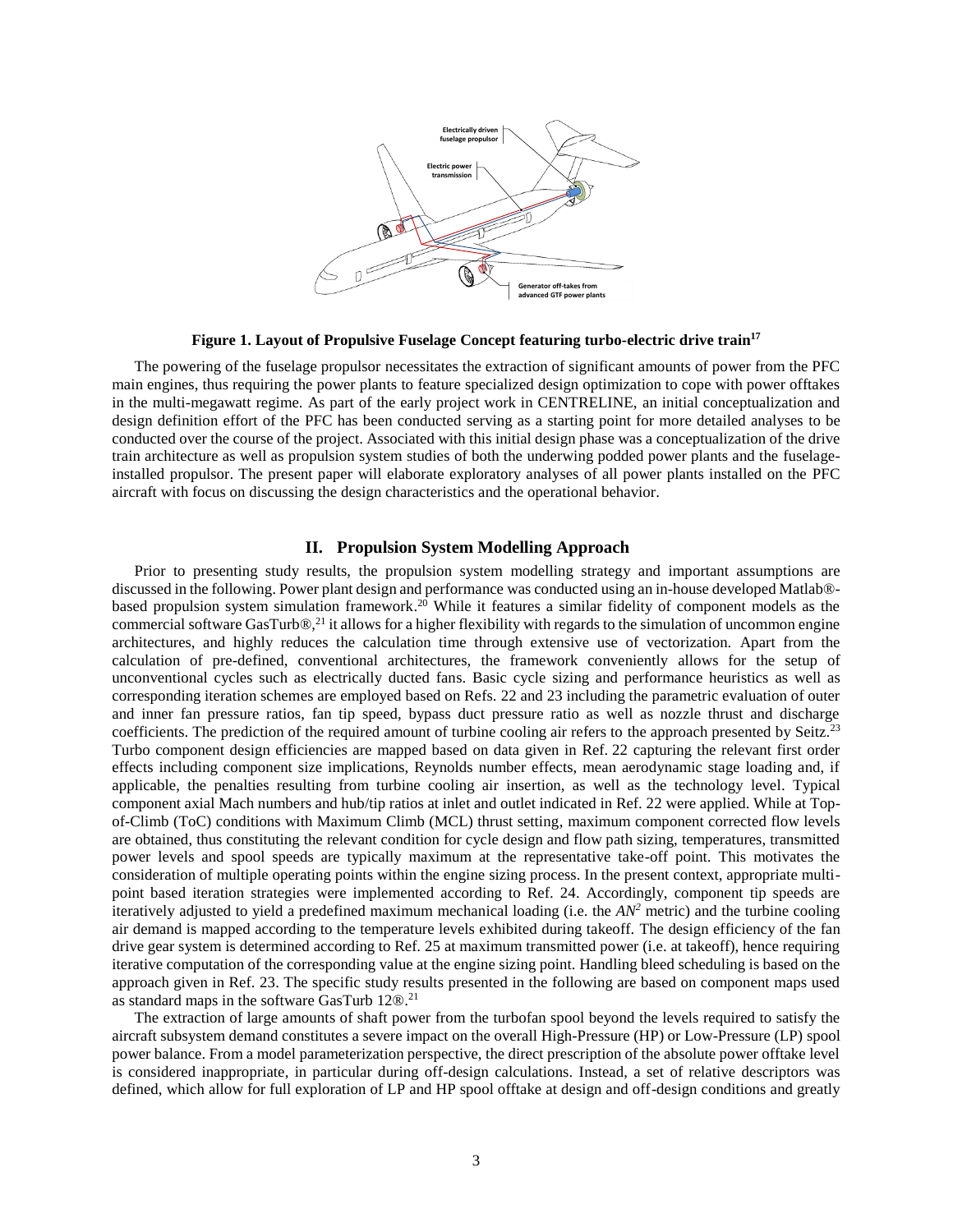**Figure 1. Layout of Propulsive Fuselage Concept featuring turbo-electric drive train[17]**

The powering of the fuselage propulsor necessitates the extraction of significant amounts of power from the PFC main engines, thus requiring the power plants to feature specialized design optimization to cope with power offtakes in the multi-megawatt regime. As part of the early project work in CENTRELINE, an initial conceptualization and design definition effort of the PFC has been conducted serving as a starting point for more detailed analyses to be conducted over the course of the project. Associated with this initial design phase was a conceptualization of the drive train architecture as well as propulsion system studies of both the underwing podded power plants and the fuselage-installed propulsor. The present paper will elaborate exploratory analyses of all power plants installed on the PFC aircraft with focus on discussing the design characteristics and the operational behavior.

## II. Propulsion System Modelling Approach

Prior to presenting study results, the propulsion system modelling strategy and important assumptions are discussed in the following. Power plant design and performance was conducted using an in-house developed Matlab®-based propulsion system simulation framework.[20] While it features a similar fidelity of component models as the commercial software GasTurb®,[21] it allows for a higher flexibility with regards to the simulation of uncommon engine architectures, and highly reduces the calculation time through extensive use of vectorization. Apart from the calculation of pre-defined, conventional architectures, the framework conveniently allows for the setup of unconventional cycles such as electrically ducted fans. Basic cycle sizing and performance heuristics as well as corresponding iteration schemes are employed based on Refs. 22 and 23 including the parametric evaluation of outer and inner fan pressure ratios, fan tip speed, bypass duct pressure ratio as well as nozzle thrust and discharge coefficients. The prediction of the required amount of turbine cooling air refers to the approach presented by Seitz.[23] Turbo component design efficiencies are mapped based on data given in Ref. 22 capturing the relevant first order effects including component size implications, Reynolds number effects, mean aerodynamic stage loading and, if applicable, the penalties resulting from turbine cooling air insertion, as well as the technology level. Typical component axial Mach numbers and hub/tip ratios at inlet and outlet indicated in Ref. 22 were applied. While at Top-of-Climb (ToC) conditions with Maximum Climb (MCL) thrust setting, maximum component corrected flow levels are obtained, thus constituting the relevant condition for cycle design and flow path sizing, temperatures, transmitted power levels and spool speeds are typically maximum at the representative take-off point. This motivates the consideration of multiple operating points within the engine sizing process. In the present context, appropriate multi-point based iteration strategies were implemented according to Ref. 24. Accordingly, component tip speeds are iteratively adjusted to yield a predefined maximum mechanical loading (i.e. the $AN^2$ metric) and the turbine cooling air demand is mapped according to the temperature levels exhibited during takeoff. The design efficiency of the fan drive gear system is determined according to Ref. 25 at maximum transmitted power (i.e. at takeoff), hence requiring iterative computation of the corresponding value at the engine sizing point. Handling bleed scheduling is based on the approach given in Ref. 23. The specific study results presented in the following are based on component maps used as standard maps in the software GasTurb 12®.[21]

The extraction of large amounts of shaft power from the turbofan spool beyond the levels required to satisfy the aircraft subsystem demand constitutes a severe impact on the overall High-Pressure (HP) or Low-Pressure (LP) spool power balance. From a model parameterization perspective, the direct prescription of the absolute power offtake level is considered inappropriate, in particular during off-design calculations. Instead, a set of relative descriptors was defined, which allow for full exploration of LP and HP spool offtake at design and off-design conditions and greatly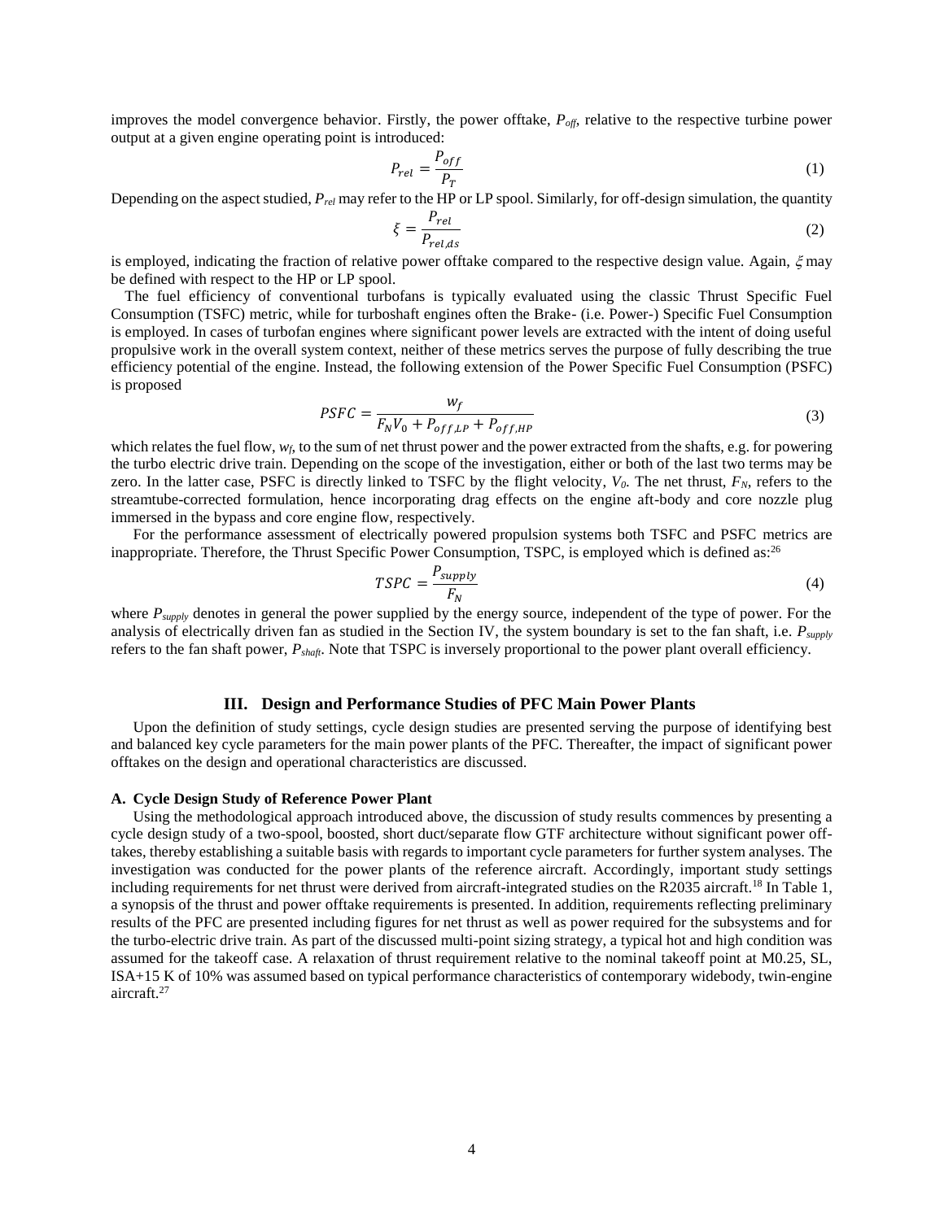improves the model convergence behavior. Firstly, the power offtake, $P_{off}$, relative to the respective turbine power output at a given engine operating point is introduced:

$$P_{rel} = \frac{P_{off}}{P_T} \tag{1}$$

Depending on the aspect studied, $P_{rel}$ may refer to the HP or LP spool. Similarly, for off-design simulation, the quantity

$$\xi = \frac{P_{rel}}{P_{rel,ds}} \tag{2}$$

is employed, indicating the fraction of relative power offtake compared to the respective design value. Again, $\xi$ may be defined with respect to the HP or LP spool.

The fuel efficiency of conventional turbofans is typically evaluated using the classic Thrust Specific Fuel Consumption (TSFC) metric, while for turboshaft engines often the Brake- (i.e. Power-) Specific Fuel Consumption is employed. In cases of turbofan engines where significant power levels are extracted with the intent of doing useful propulsive work in the overall system context, neither of these metrics serves the purpose of fully describing the true efficiency potential of the engine. Instead, the following extension of the Power Specific Fuel Consumption (PSFC) is proposed

$$PSFC = \frac{w_f}{F_N V_0 + P_{off,LP} + P_{off,HP}} \tag{3}$$

which relates the fuel flow, $w_f$, to the sum of net thrust power and the power extracted from the shafts, e.g. for powering the turbo electric drive train. Depending on the scope of the investigation, either or both of the last two terms may be zero. In the latter case, PSFC is directly linked to TSFC by the flight velocity, $V_0$. The net thrust, $F_N$, refers to the streamtube-corrected formulation, hence incorporating drag effects on the engine aft-body and core nozzle plug immersed in the bypass and core engine flow, respectively.

For the performance assessment of electrically powered propulsion systems both TSFC and PSFC metrics are inappropriate. Therefore, the Thrust Specific Power Consumption, TSPC, is employed which is defined as:[26]

$$TSPC = \frac{P_{supply}}{F_N} \tag{4}$$

where $P_{supply}$ denotes in general the power supplied by the energy source, independent of the type of power. For the analysis of electrically driven fan as studied in the Section IV, the system boundary is set to the fan shaft, i.e. $P_{supply}$ refers to the fan shaft power, $P_{shaft}$. Note that TSPC is inversely proportional to the power plant overall efficiency.

## III. Design and Performance Studies of PFC Main Power Plants

Upon the definition of study settings, cycle design studies are presented serving the purpose of identifying best and balanced key cycle parameters for the main power plants of the PFC. Thereafter, the impact of significant power offtakes on the design and operational characteristics are discussed.

### A. Cycle Design Study of Reference Power Plant

Using the methodological approach introduced above, the discussion of study results commences by presenting a cycle design study of a two-spool, boosted, short duct/separate flow GTF architecture without significant power offtakes, thereby establishing a suitable basis with regards to important cycle parameters for further system analyses. The investigation was conducted for the power plants of the reference aircraft. Accordingly, important study settings including requirements for net thrust were derived from aircraft-integrated studies on the R2035 aircraft.[18] In Table 1, a synopsis of the thrust and power offtake requirements is presented. In addition, requirements reflecting preliminary results of the PFC are presented including figures for net thrust as well as power required for the subsystems and for the turbo-electric drive train. As part of the discussed multi-point sizing strategy, a typical hot and high condition was assumed for the takeoff case. A relaxation of thrust requirement relative to the nominal takeoff point at M0.25, SL, ISA+15 K of 10% was assumed based on typical performance characteristics of contemporary widebody, twin-engine aircraft.[27]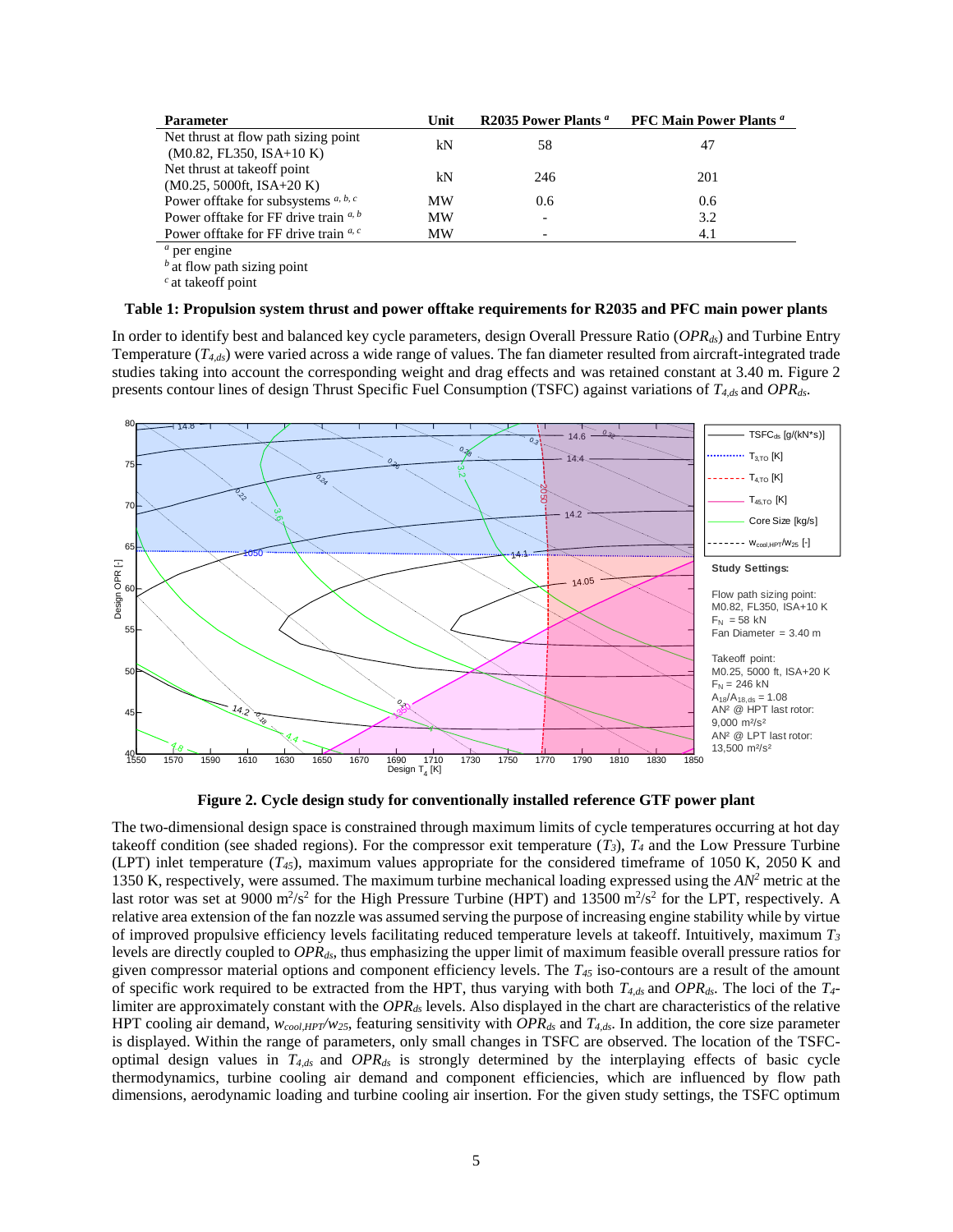| Parameter | Unit | R2035 Power Plants [a] | PFC Main Power Plants [a] |
|---|---|---|---|
| Net thrust at flow path sizing point (M0.82, FL350, ISA+10 K) | kN | 58 | 47 |
| Net thrust at takeoff point (M0.25, 5000ft, ISA+20 K) | kN | 246 | 201 |
| Power offtake for subsystems [a, b, c] | MW | 0.6 | 0.6 |
| Power offtake for FF drive train [a, b] | MW | - | 3.2 |
| Power offtake for FF drive train [a, c] | MW | - | 4.1 |

[a] per engine
[b] at flow path sizing point
[c] at takeoff point

**Table 1: Propulsion system thrust and power offtake requirements for R2035 and PFC main power plants**

In order to identify best and balanced key cycle parameters, design Overall Pressure Ratio ($OPR_{ds}$) and Turbine Entry Temperature ($T_{4,ds}$) were varied across a wide range of values. The fan diameter resulted from aircraft-integrated trade studies taking into account the corresponding weight and drag effects and was retained constant at 3.40 m. Figure 2 presents contour lines of design Thrust Specific Fuel Consumption (TSFC) against variations of $T_{4,ds}$ and $OPR_{ds}$.

**Figure 2. Cycle design study for conventionally installed reference GTF power plant**

The two-dimensional design space is constrained through maximum limits of cycle temperatures occurring at hot day takeoff condition (see shaded regions). For the compressor exit temperature ($T_3$), $T_4$ and the Low Pressure Turbine (LPT) inlet temperature ($T_{45}$), maximum values appropriate for the considered timeframe of 1050 K, 2050 K and 1350 K, respectively, were assumed. The maximum turbine mechanical loading expressed using the $AN^2$ metric at the last rotor was set at 9000 m$^2$/s$^2$ for the High Pressure Turbine (HPT) and 13500 m$^2$/s$^2$ for the LPT, respectively. A relative area extension of the fan nozzle was assumed serving the purpose of increasing engine stability while by virtue of improved propulsive efficiency levels facilitating reduced temperature levels at takeoff. Intuitively, maximum $T_3$ levels are directly coupled to $OPR_{ds}$, thus emphasizing the upper limit of maximum feasible overall pressure ratios for given compressor material options and component efficiency levels. The $T_{45}$ iso-contours are a result of the amount of specific work required to be extracted from the HPT, thus varying with both $T_{4,ds}$ and $OPR_{ds}$. The loci of the $T_4$-limiter are approximately constant with the $OPR_{ds}$ levels. Also displayed in the chart are characteristics of the relative HPT cooling air demand, $w_{cool,HPT}/w_{25}$, featuring sensitivity with $OPR_{ds}$ and $T_{4,ds}$. In addition, the core size parameter is displayed. Within the range of parameters, only small changes in TSFC are observed. The location of the TSFC-optimal design values in $T_{4,ds}$ and $OPR_{ds}$ is strongly determined by the interplaying effects of basic cycle thermodynamics, turbine cooling air demand and component efficiencies, which are influenced by flow path dimensions, aerodynamic loading and turbine cooling air insertion. For the given study settings, the TSFC optimum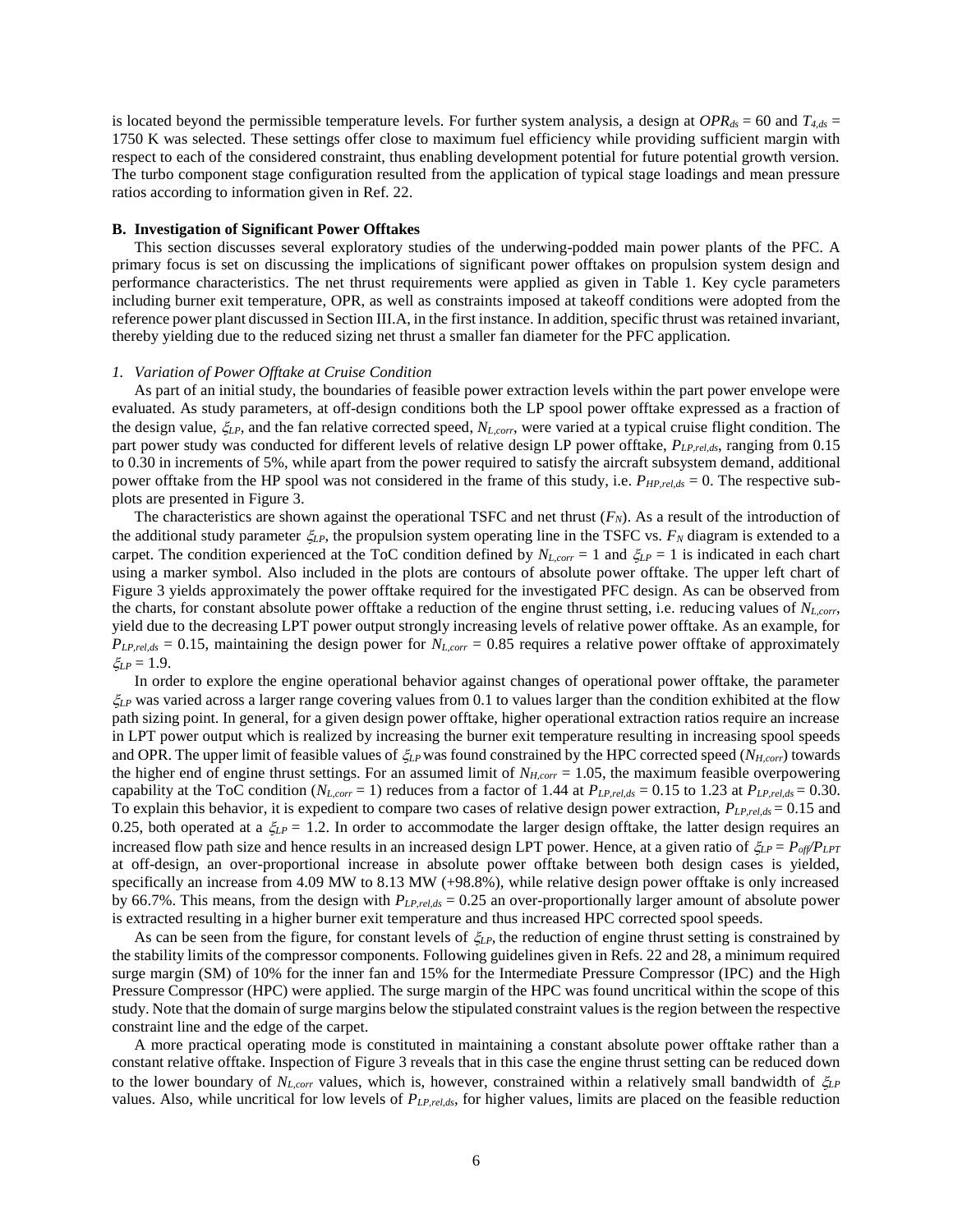is located beyond the permissible temperature levels. For further system analysis, a design at $OPR_{ds} = 60$ and $T_{4,ds} = 1750$ K was selected. These settings offer close to maximum fuel efficiency while providing sufficient margin with respect to each of the considered constraint, thus enabling development potential for future potential growth version. The turbo component stage configuration resulted from the application of typical stage loadings and mean pressure ratios according to information given in Ref. 22.

### B. Investigation of Significant Power Offtakes

This section discusses several exploratory studies of the underwing-podded main power plants of the PFC. A primary focus is set on discussing the implications of significant power offtakes on propulsion system design and performance characteristics. The net thrust requirements were applied as given in Table 1. Key cycle parameters including burner exit temperature, OPR, as well as constraints imposed at takeoff conditions were adopted from the reference power plant discussed in Section III.A, in the first instance. In addition, specific thrust was retained invariant, thereby yielding due to the reduced sizing net thrust a smaller fan diameter for the PFC application.

#### *1. Variation of Power Offtake at Cruise Condition*

As part of an initial study, the boundaries of feasible power extraction levels within the part power envelope were evaluated. As study parameters, at off-design conditions both the LP spool power offtake expressed as a fraction of the design value, $\xi_{LP}$, and the fan relative corrected speed, $N_{L,corr}$, were varied at a typical cruise flight condition. The part power study was conducted for different levels of relative design LP power offtake, $P_{LP,rel,ds}$, ranging from 0.15 to 0.30 in increments of 5%, while apart from the power required to satisfy the aircraft subsystem demand, additional power offtake from the HP spool was not considered in the frame of this study, i.e. $P_{HP,rel,ds} = 0$. The respective sub-plots are presented in Figure 3.

The characteristics are shown against the operational TSFC and net thrust ($F_N$). As a result of the introduction of the additional study parameter $\xi_{LP}$, the propulsion system operating line in the TSFC vs. $F_N$ diagram is extended to a carpet. The condition experienced at the ToC condition defined by $N_{L,corr} = 1$ and $\xi_{LP} = 1$ is indicated in each chart using a marker symbol. Also included in the plots are contours of absolute power offtake. The upper left chart of Figure 3 yields approximately the power offtake required for the investigated PFC design. As can be observed from the charts, for constant absolute power offtake a reduction of the engine thrust setting, i.e. reducing values of $N_{L,corr}$, yield due to the decreasing LPT power output strongly increasing levels of relative power offtake. As an example, for $P_{LP,rel,ds} = 0.15$, maintaining the design power for $N_{L,corr} = 0.85$ requires a relative power offtake of approximately $\xi_{LP} = 1.9$.

In order to explore the engine operational behavior against changes of operational power offtake, the parameter $\xi_{LP}$ was varied across a larger range covering values from 0.1 to values larger than the condition exhibited at the flow path sizing point. In general, for a given design power offtake, higher operational extraction ratios require an increase in LPT power output which is realized by increasing the burner exit temperature resulting in increasing spool speeds and OPR. The upper limit of feasible values of $\xi_{LP}$ was found constrained by the HPC corrected speed ($N_{H,corr}$) towards the higher end of engine thrust settings. For an assumed limit of $N_{H,corr} = 1.05$, the maximum feasible overpowering capability at the ToC condition ($N_{L,corr} = 1$) reduces from a factor of 1.44 at $P_{LP,rel,ds} = 0.15$ to 1.23 at $P_{LP,rel,ds} = 0.30$. To explain this behavior, it is expedient to compare two cases of relative design power extraction, $P_{LP,rel,ds} = 0.15$ and 0.25, both operated at a $\xi_{LP} = 1.2$. In order to accommodate the larger design offtake, the latter design requires an increased flow path size and hence results in an increased design LPT power. Hence, at a given ratio of $\xi_{LP} = P_{off}/P_{LPT}$ at off-design, an over-proportional increase in absolute power offtake between both design cases is yielded, specifically an increase from 4.09 MW to 8.13 MW (+98.8%), while relative design power offtake is only increased by 66.7%. This means, from the design with $P_{LP,rel,ds} = 0.25$ an over-proportionally larger amount of absolute power is extracted resulting in a higher burner exit temperature and thus increased HPC corrected spool speeds.

As can be seen from the figure, for constant levels of $\xi_{LP}$, the reduction of engine thrust setting is constrained by the stability limits of the compressor components. Following guidelines given in Refs. 22 and 28, a minimum required surge margin (SM) of 10% for the inner fan and 15% for the Intermediate Pressure Compressor (IPC) and the High Pressure Compressor (HPC) were applied. The surge margin of the HPC was found uncritical within the scope of this study. Note that the domain of surge margins below the stipulated constraint values is the region between the respective constraint line and the edge of the carpet.

A more practical operating mode is constituted in maintaining a constant absolute power offtake rather than a constant relative offtake. Inspection of Figure 3 reveals that in this case the engine thrust setting can be reduced down to the lower boundary of $N_{L,corr}$ values, which is, however, constrained within a relatively small bandwidth of $\xi_{LP}$ values. Also, while uncritical for low levels of $P_{LP,rel,ds}$, for higher values, limits are placed on the feasible reduction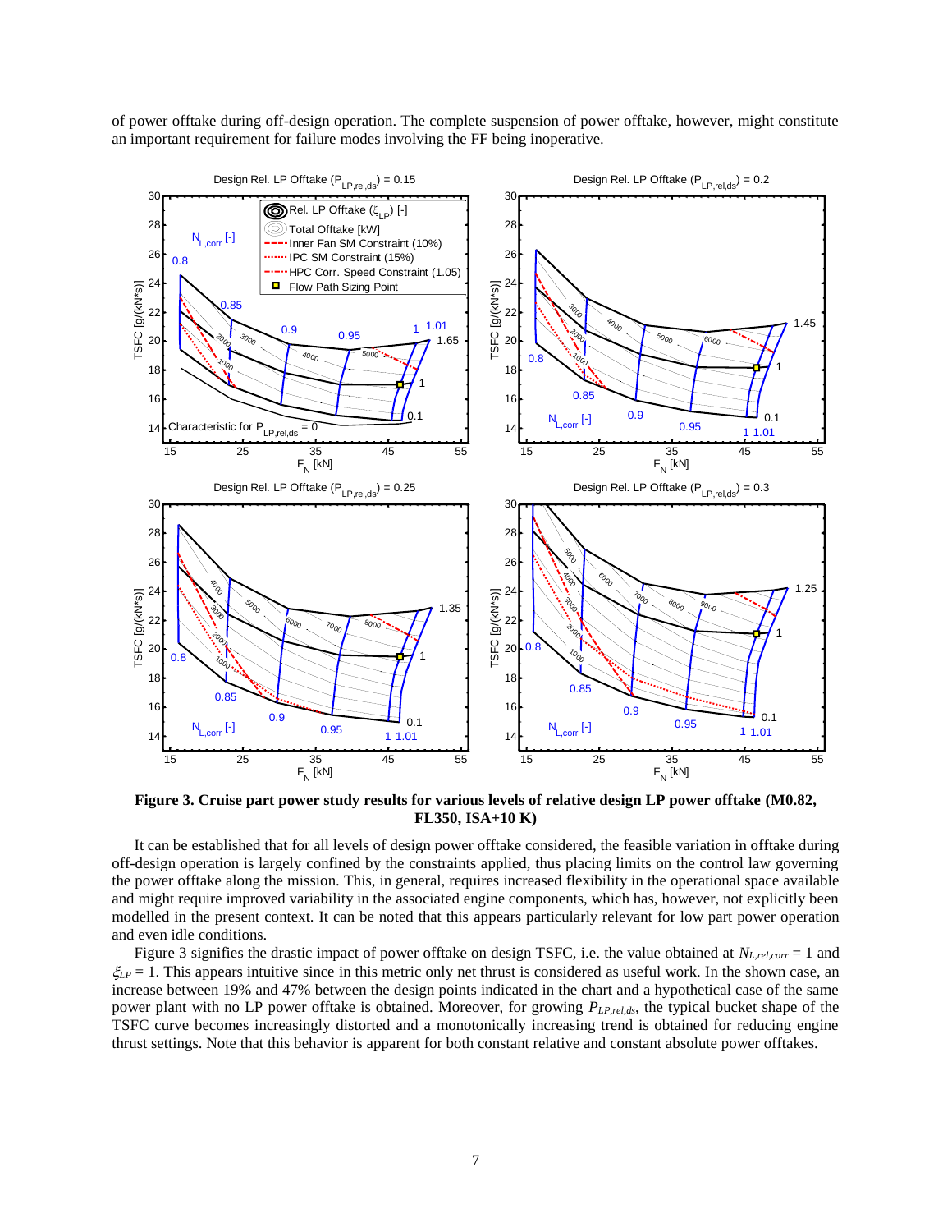of power offtake during off-design operation. The complete suspension of power offtake, however, might constitute an important requirement for failure modes involving the FF being inoperative.

**Figure 3. Cruise part power study results for various levels of relative design LP power offtake (M0.82, FL350, ISA+10 K)**

It can be established that for all levels of design power offtake considered, the feasible variation in offtake during off-design operation is largely confined by the constraints applied, thus placing limits on the control law governing the power offtake along the mission. This, in general, requires increased flexibility in the operational space available and might require improved variability in the associated engine components, which has, however, not explicitly been modelled in the present context. It can be noted that this appears particularly relevant for low part power operation and even idle conditions.

Figure 3 signifies the drastic impact of power offtake on design TSFC, i.e. the value obtained at $N_{L,rel,corr} = 1$ and $\xi_{LP} = 1$. This appears intuitive since in this metric only net thrust is considered as useful work. In the shown case, an increase between 19% and 47% between the design points indicated in the chart and a hypothetical case of the same power plant with no LP power offtake is obtained. Moreover, for growing $P_{LP,rel,ds}$, the typical bucket shape of the TSFC curve becomes increasingly distorted and a monotonically increasing trend is obtained for reducing engine thrust settings. Note that this behavior is apparent for both constant relative and constant absolute power offtakes.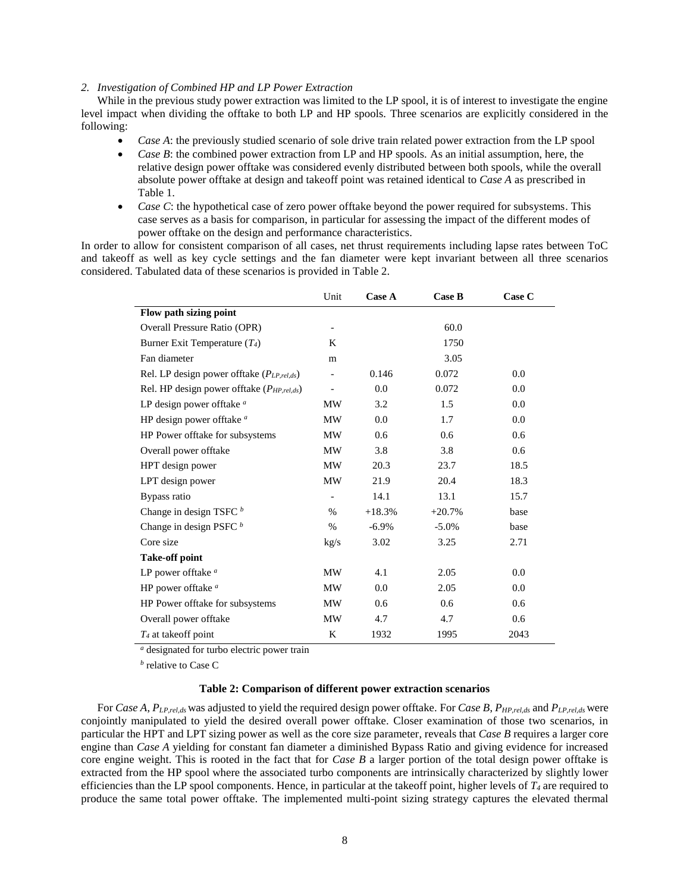*2. Investigation of Combined HP and LP Power Extraction*

While in the previous study power extraction was limited to the LP spool, it is of interest to investigate the engine level impact when dividing the offtake to both LP and HP spools. Three scenarios are explicitly considered in the following:

- *Case A*: the previously studied scenario of sole drive train related power extraction from the LP spool
- *Case B*: the combined power extraction from LP and HP spools. As an initial assumption, here, the relative design power offtake was considered evenly distributed between both spools, while the overall absolute power offtake at design and takeoff point was retained identical to *Case A* as prescribed in Table 1.
- *Case C*: the hypothetical case of zero power offtake beyond the power required for subsystems. This case serves as a basis for comparison, in particular for assessing the impact of the different modes of power offtake on the design and performance characteristics.

In order to allow for consistent comparison of all cases, net thrust requirements including lapse rates between ToC and takeoff as well as key cycle settings and the fan diameter were kept invariant between all three scenarios considered. Tabulated data of these scenarios is provided in Table 2.

| | Unit | **Case A** | **Case B** | **Case C** |
|---|---|---|---|---|
| **Flow path sizing point** | | | | |
| Overall Pressure Ratio (OPR) | - | | 60.0 | |
| Burner Exit Temperature ($T_4$) | K | | 1750 | |
| Fan diameter | m | | 3.05 | |
| Rel. LP design power offtake ($P_{LP,rel,ds}$) | - | 0.146 | 0.072 | 0.0 |
| Rel. HP design power offtake ($P_{HP,rel,ds}$) | - | 0.0 | 0.072 | 0.0 |
| LP design power offtake [a] | MW | 3.2 | 1.5 | 0.0 |
| HP design power offtake [a] | MW | 0.0 | 1.7 | 0.0 |
| HP Power offtake for subsystems | MW | 0.6 | 0.6 | 0.6 |
| Overall power offtake | MW | 3.8 | 3.8 | 0.6 |
| HPT design power | MW | 20.3 | 23.7 | 18.5 |
| LPT design power | MW | 21.9 | 20.4 | 18.3 |
| Bypass ratio | - | 14.1 | 13.1 | 15.7 |
| Change in design TSFC [b] | % | +18.3% | +20.7% | base |
| Change in design PSFC [b] | % | -6.9% | -5.0% | base |
| Core size | kg/s | 3.02 | 3.25 | 2.71 |
| **Take-off point** | | | | |
| LP power offtake [a] | MW | 4.1 | 2.05 | 0.0 |
| HP power offtake [a] | MW | 0.0 | 2.05 | 0.0 |
| HP Power offtake for subsystems | MW | 0.6 | 0.6 | 0.6 |
| Overall power offtake | MW | 4.7 | 4.7 | 0.6 |
| $T_4$ at takeoff point | K | 1932 | 1995 | 2043 |

[a] designated for turbo electric power train

[b] relative to Case C

**Table 2: Comparison of different power extraction scenarios**

For *Case A*, $P_{LP,rel,ds}$ was adjusted to yield the required design power offtake. For *Case B*, $P_{HP,rel,ds}$ and $P_{LP,rel,ds}$ were conjointly manipulated to yield the desired overall power offtake. Closer examination of those two scenarios, in particular the HPT and LPT sizing power as well as the core size parameter, reveals that *Case B* requires a larger core engine than *Case A* yielding for constant fan diameter a diminished Bypass Ratio and giving evidence for increased core engine weight. This is rooted in the fact that for *Case B* a larger portion of the total design power offtake is extracted from the HP spool where the associated turbo components are intrinsically characterized by slightly lower efficiencies than the LP spool components. Hence, in particular at the takeoff point, higher levels of $T_4$ are required to produce the same total power offtake. The implemented multi-point sizing strategy captures the elevated thermal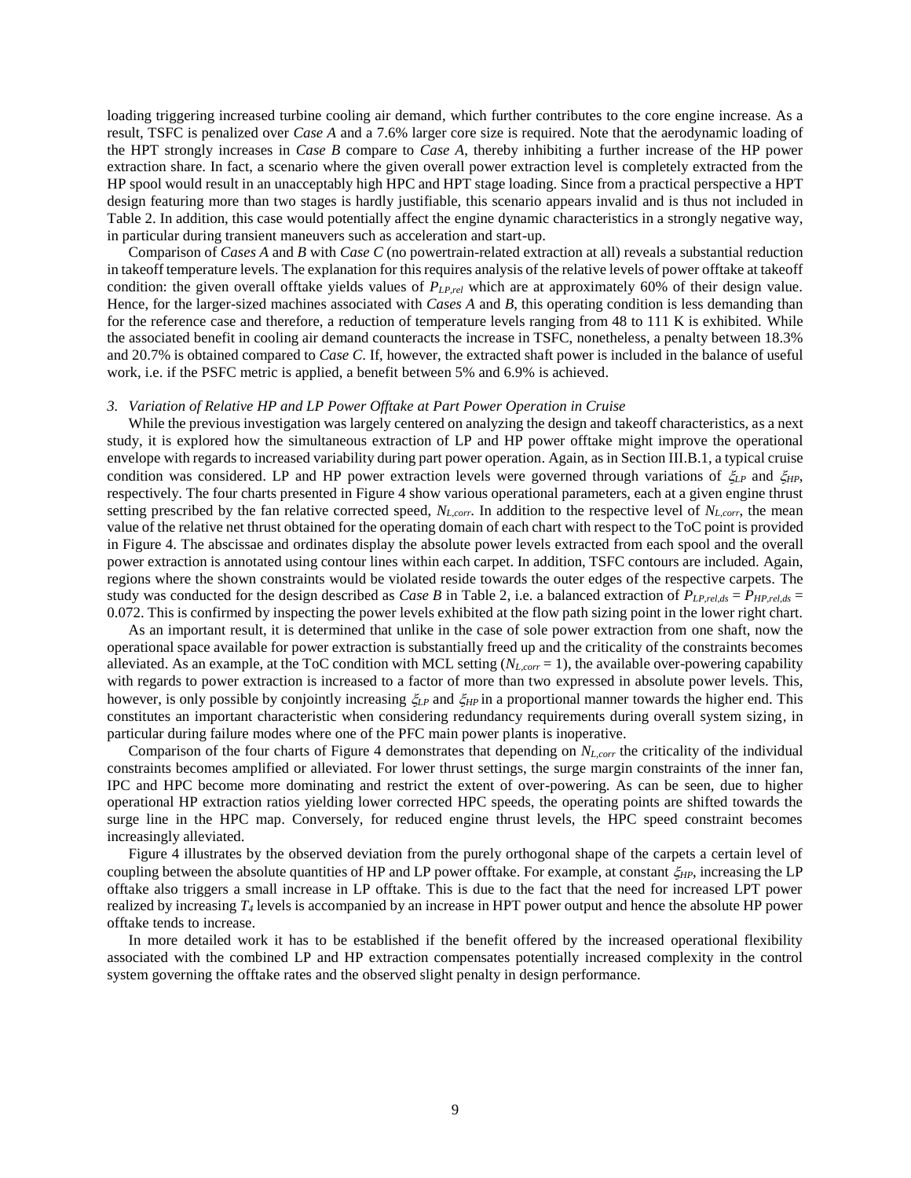loading triggering increased turbine cooling air demand, which further contributes to the core engine increase. As a result, TSFC is penalized over *Case A* and a 7.6% larger core size is required. Note that the aerodynamic loading of the HPT strongly increases in *Case B* compare to *Case A*, thereby inhibiting a further increase of the HP power extraction share. In fact, a scenario where the given overall power extraction level is completely extracted from the HP spool would result in an unacceptably high HPC and HPT stage loading. Since from a practical perspective a HPT design featuring more than two stages is hardly justifiable, this scenario appears invalid and is thus not included in Table 2. In addition, this case would potentially affect the engine dynamic characteristics in a strongly negative way, in particular during transient maneuvers such as acceleration and start-up.

Comparison of *Cases A* and *B* with *Case C* (no powertrain-related extraction at all) reveals a substantial reduction in takeoff temperature levels. The explanation for this requires analysis of the relative levels of power offtake at takeoff condition: the given overall offtake yields values of $P_{LP,rel}$ which are at approximately 60% of their design value. Hence, for the larger-sized machines associated with *Cases A* and *B*, this operating condition is less demanding than for the reference case and therefore, a reduction of temperature levels ranging from 48 to 111 K is exhibited. While the associated benefit in cooling air demand counteracts the increase in TSFC, nonetheless, a penalty between 18.3% and 20.7% is obtained compared to *Case C*. If, however, the extracted shaft power is included in the balance of useful work, i.e. if the PSFC metric is applied, a benefit between 5% and 6.9% is achieved.

### *3. Variation of Relative HP and LP Power Offtake at Part Power Operation in Cruise*

While the previous investigation was largely centered on analyzing the design and takeoff characteristics, as a next study, it is explored how the simultaneous extraction of LP and HP power offtake might improve the operational envelope with regards to increased variability during part power operation. Again, as in Section III.B.1, a typical cruise condition was considered. LP and HP power extraction levels were governed through variations of $\xi_{LP}$ and $\xi_{HP}$, respectively. The four charts presented in Figure 4 show various operational parameters, each at a given engine thrust setting prescribed by the fan relative corrected speed, $N_{L,corr}$. In addition to the respective level of $N_{L,corr}$, the mean value of the relative net thrust obtained for the operating domain of each chart with respect to the ToC point is provided in Figure 4. The abscissae and ordinates display the absolute power levels extracted from each spool and the overall power extraction is annotated using contour lines within each carpet. In addition, TSFC contours are included. Again, regions where the shown constraints would be violated reside towards the outer edges of the respective carpets. The study was conducted for the design described as *Case B* in Table 2, i.e. a balanced extraction of $P_{LP,rel,ds} = P_{HP,rel,ds} = 0.072$. This is confirmed by inspecting the power levels exhibited at the flow path sizing point in the lower right chart.

As an important result, it is determined that unlike in the case of sole power extraction from one shaft, now the operational space available for power extraction is substantially freed up and the criticality of the constraints becomes alleviated. As an example, at the ToC condition with MCL setting ($N_{L,corr} = 1$), the available over-powering capability with regards to power extraction is increased to a factor of more than two expressed in absolute power levels. This, however, is only possible by conjointly increasing $\xi_{LP}$ and $\xi_{HP}$ in a proportional manner towards the higher end. This constitutes an important characteristic when considering redundancy requirements during overall system sizing, in particular during failure modes where one of the PFC main power plants is inoperative.

Comparison of the four charts of Figure 4 demonstrates that depending on $N_{L,corr}$ the criticality of the individual constraints becomes amplified or alleviated. For lower thrust settings, the surge margin constraints of the inner fan, IPC and HPC become more dominating and restrict the extent of over-powering. As can be seen, due to higher operational HP extraction ratios yielding lower corrected HPC speeds, the operating points are shifted towards the surge line in the HPC map. Conversely, for reduced engine thrust levels, the HPC speed constraint becomes increasingly alleviated.

Figure 4 illustrates by the observed deviation from the purely orthogonal shape of the carpets a certain level of coupling between the absolute quantities of HP and LP power offtake. For example, at constant $\xi_{HP}$, increasing the LP offtake also triggers a small increase in LP offtake. This is due to the fact that the need for increased LPT power realized by increasing $T_4$ levels is accompanied by an increase in HPT power output and hence the absolute HP power offtake tends to increase.

In more detailed work it has to be established if the benefit offered by the increased operational flexibility associated with the combined LP and HP extraction compensates potentially increased complexity in the control system governing the offtake rates and the observed slight penalty in design performance.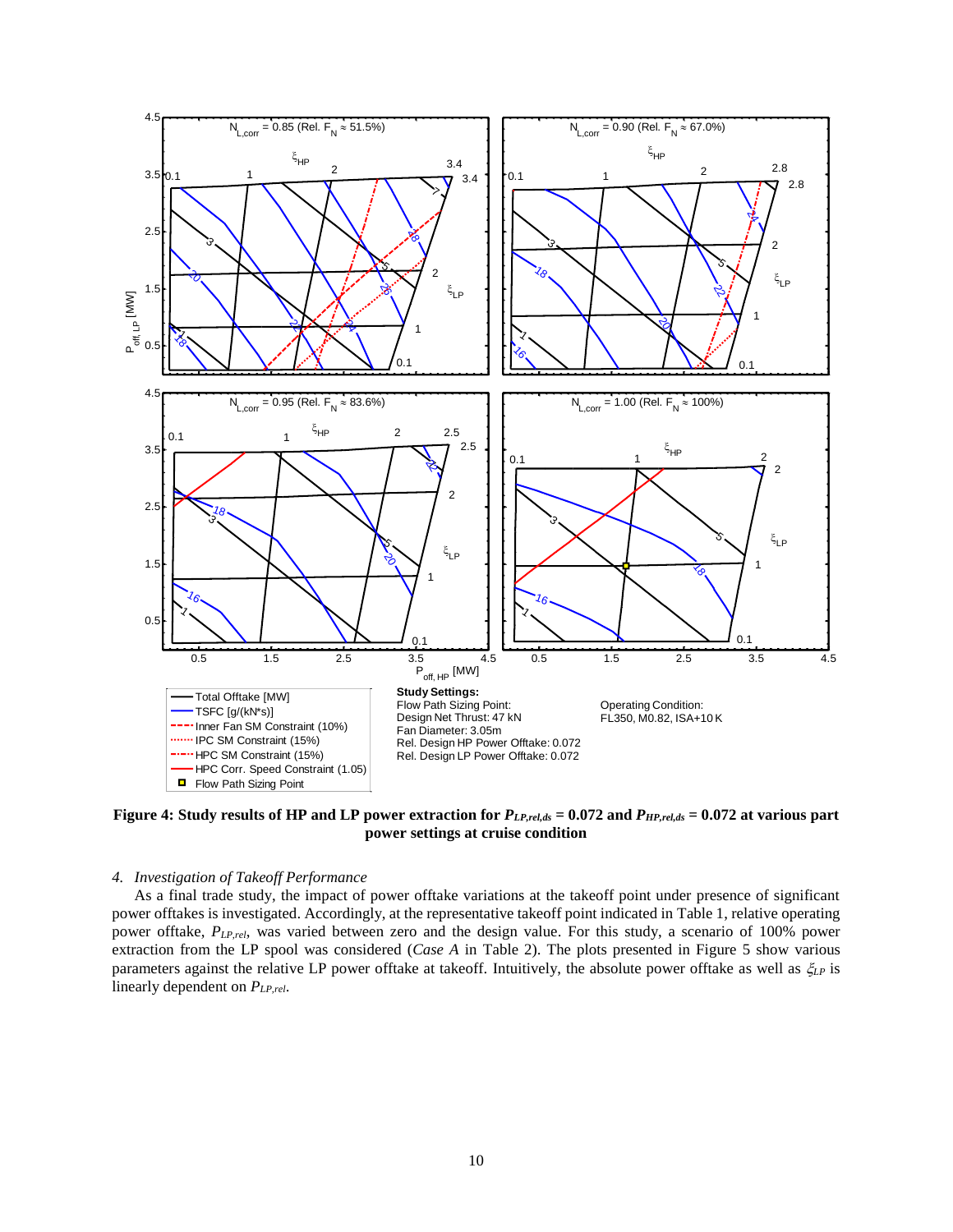**Figure 4: Study results of HP and LP power extraction for $P_{LP,rel,ds}$ = 0.072 and $P_{HP,rel,ds}$ = 0.072 at various part power settings at cruise condition**

*4. Investigation of Takeoff Performance*

As a final trade study, the impact of power offtake variations at the takeoff point under presence of significant power offtakes is investigated. Accordingly, at the representative takeoff point indicated in Table 1, relative operating power offtake, $P_{LP,rel}$, was varied between zero and the design value. For this study, a scenario of 100% power extraction from the LP spool was considered (*Case A* in Table 2). The plots presented in Figure 5 show various parameters against the relative LP power offtake at takeoff. Intuitively, the absolute power offtake as well as $\xi_{LP}$ is linearly dependent on $P_{LP,rel}$.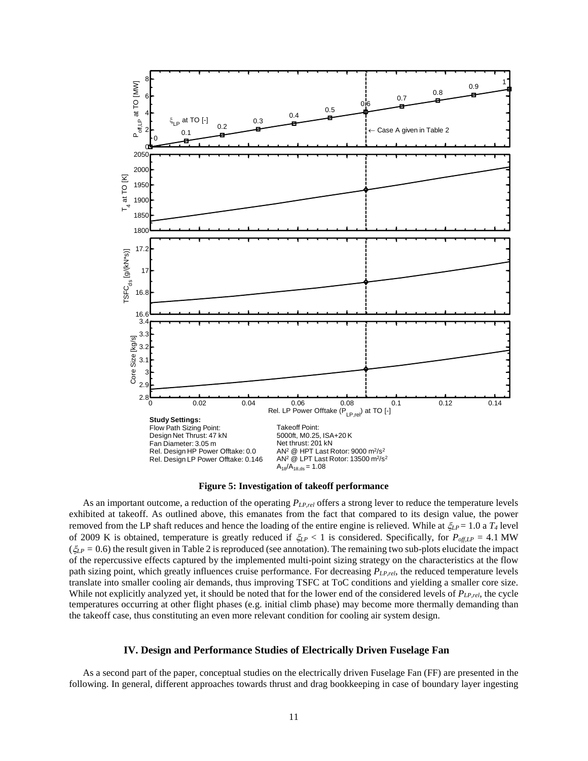**Study Settings:**
Flow Path Sizing Point:
Design Net Thrust: 47 kN
Fan Diameter: 3.05 m
Rel. Design HP Power Offtake: 0.0
Rel. Design LP Power Offtake: 0.146

Takeoff Point:
5000ft, M0.25, ISA+20 K
Net thrust: 201 kN
$AN^2$ @ HPT Last Rotor: 9000 $m^2/s^2$
$AN^2$ @ LPT Last Rotor: 13500 $m^2/s^2$
$A_{18}/A_{18,ds} = 1.08$

**Figure 5: Investigation of takeoff performance**

As an important outcome, a reduction of the operating $P_{LP,rel}$ offers a strong lever to reduce the temperature levels exhibited at takeoff. As outlined above, this emanates from the fact that compared to its design value, the power removed from the LP shaft reduces and hence the loading of the entire engine is relieved. While at $\xi_{LP} = 1.0$ a $T_4$ level of 2009 K is obtained, temperature is greatly reduced if $\xi_{LP} < 1$ is considered. Specifically, for $P_{off,LP} = 4.1$ MW ($\xi_{LP} = 0.6$) the result given in Table 2 is reproduced (see annotation). The remaining two sub-plots elucidate the impact of the repercussive effects captured by the implemented multi-point sizing strategy on the characteristics at the flow path sizing point, which greatly influences cruise performance. For decreasing $P_{LP,rel}$, the reduced temperature levels translate into smaller cooling air demands, thus improving TSFC at ToC conditions and yielding a smaller core size. While not explicitly analyzed yet, it should be noted that for the lower end of the considered levels of $P_{LP,rel}$, the cycle temperatures occurring at other flight phases (e.g. initial climb phase) may become more thermally demanding than the takeoff case, thus constituting an even more relevant condition for cooling air system design.

## IV. Design and Performance Studies of Electrically Driven Fuselage Fan

As a second part of the paper, conceptual studies on the electrically driven Fuselage Fan (FF) are presented in the following. In general, different approaches towards thrust and drag bookkeeping in case of boundary layer ingesting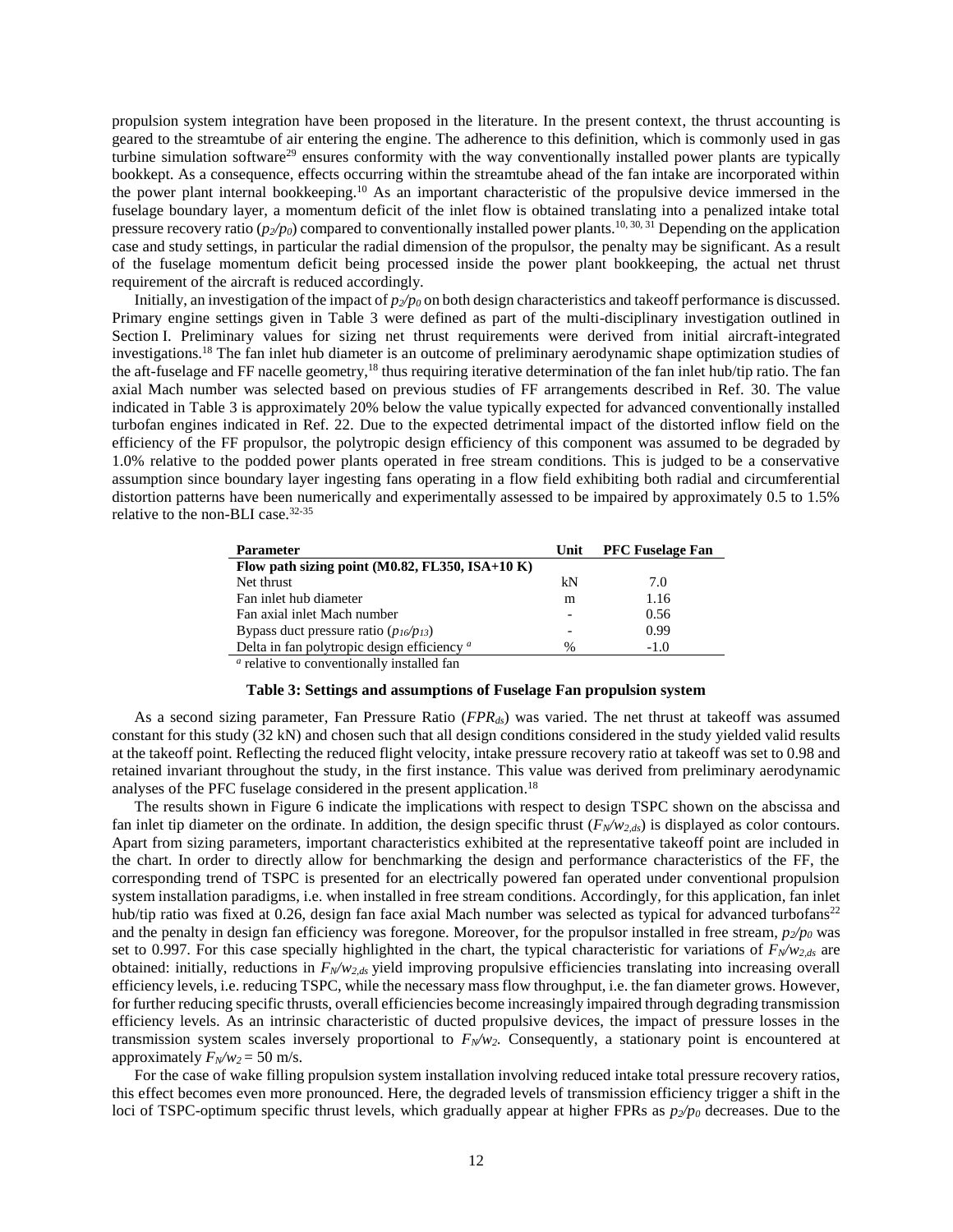propulsion system integration have been proposed in the literature. In the present context, the thrust accounting is geared to the streamtube of air entering the engine. The adherence to this definition, which is commonly used in gas turbine simulation software[29] ensures conformity with the way conventionally installed power plants are typically bookkept. As a consequence, effects occurring within the streamtube ahead of the fan intake are incorporated within the power plant internal bookkeeping.[10] As an important characteristic of the propulsive device immersed in the fuselage boundary layer, a momentum deficit of the inlet flow is obtained translating into a penalized intake total pressure recovery ratio ($p_2/p_0$) compared to conventionally installed power plants.[10, 30, 31] Depending on the application case and study settings, in particular the radial dimension of the propulsor, the penalty may be significant. As a result of the fuselage momentum deficit being processed inside the power plant bookkeeping, the actual net thrust requirement of the aircraft is reduced accordingly.

Initially, an investigation of the impact of $p_2/p_0$ on both design characteristics and takeoff performance is discussed. Primary engine settings given in Table 3 were defined as part of the multi-disciplinary investigation outlined in Section I. Preliminary values for sizing net thrust requirements were derived from initial aircraft-integrated investigations.[18] The fan inlet hub diameter is an outcome of preliminary aerodynamic shape optimization studies of the aft-fuselage and FF nacelle geometry,[18] thus requiring iterative determination of the fan inlet hub/tip ratio. The fan axial Mach number was selected based on previous studies of FF arrangements described in Ref. 30. The value indicated in Table 3 is approximately 20% below the value typically expected for advanced conventionally installed turbofan engines indicated in Ref. 22. Due to the expected detrimental impact of the distorted inflow field on the efficiency of the FF propulsor, the polytropic design efficiency of this component was assumed to be degraded by 1.0% relative to the podded power plants operated in free stream conditions. This is judged to be a conservative assumption since boundary layer ingesting fans operating in a flow field exhibiting both radial and circumferential distortion patterns have been numerically and experimentally assessed to be impaired by approximately 0.5 to 1.5% relative to the non-BLI case.[32-35]

| Parameter | Unit | PFC Fuselage Fan |
|---|---|---|
| **Flow path sizing point (M0.82, FL350, ISA+10 K)** | | |
| Net thrust | kN | 7.0 |
| Fan inlet hub diameter | m | 1.16 |
| Fan axial inlet Mach number | - | 0.56 |
| Bypass duct pressure ratio ($p_{16}/p_{13}$) | - | 0.99 |
| Delta in fan polytropic design efficiency [a] | % | -1.0 |

[a] relative to conventionally installed fan

**Table 3: Settings and assumptions of Fuselage Fan propulsion system**

As a second sizing parameter, Fan Pressure Ratio ($FPR_{ds}$) was varied. The net thrust at takeoff was assumed constant for this study (32 kN) and chosen such that all design conditions considered in the study yielded valid results at the takeoff point. Reflecting the reduced flight velocity, intake pressure recovery ratio at takeoff was set to 0.98 and retained invariant throughout the study, in the first instance. This value was derived from preliminary aerodynamic analyses of the PFC fuselage considered in the present application.[18]

The results shown in Figure 6 indicate the implications with respect to design TSPC shown on the abscissa and fan inlet tip diameter on the ordinate. In addition, the design specific thrust ($F_N/w_{2,ds}$) is displayed as color contours. Apart from sizing parameters, important characteristics exhibited at the representative takeoff point are included in the chart. In order to directly allow for benchmarking the design and performance characteristics of the FF, the corresponding trend of TSPC is presented for an electrically powered fan operated under conventional propulsion system installation paradigms, i.e. when installed in free stream conditions. Accordingly, for this application, fan inlet hub/tip ratio was fixed at 0.26, design fan face axial Mach number was selected as typical for advanced turbofans[22] and the penalty in design fan efficiency was foregone. Moreover, for the propulsor installed in free stream, $p_2/p_0$ was set to 0.997. For this case specially highlighted in the chart, the typical characteristic for variations of $F_N/w_{2,ds}$ are obtained: initially, reductions in $F_N/w_{2,ds}$ yield improving propulsive efficiencies translating into increasing overall efficiency levels, i.e. reducing TSPC, while the necessary mass flow throughput, i.e. the fan diameter grows. However, for further reducing specific thrusts, overall efficiencies become increasingly impaired through degrading transmission efficiency levels. As an intrinsic characteristic of ducted propulsive devices, the impact of pressure losses in the transmission system scales inversely proportional to $F_N/w_2$. Consequently, a stationary point is encountered at approximately $F_N/w_2 = 50$ m/s.

For the case of wake filling propulsion system installation involving reduced intake total pressure recovery ratios, this effect becomes even more pronounced. Here, the degraded levels of transmission efficiency trigger a shift in the loci of TSPC-optimum specific thrust levels, which gradually appear at higher FPRs as $p_2/p_0$ decreases. Due to the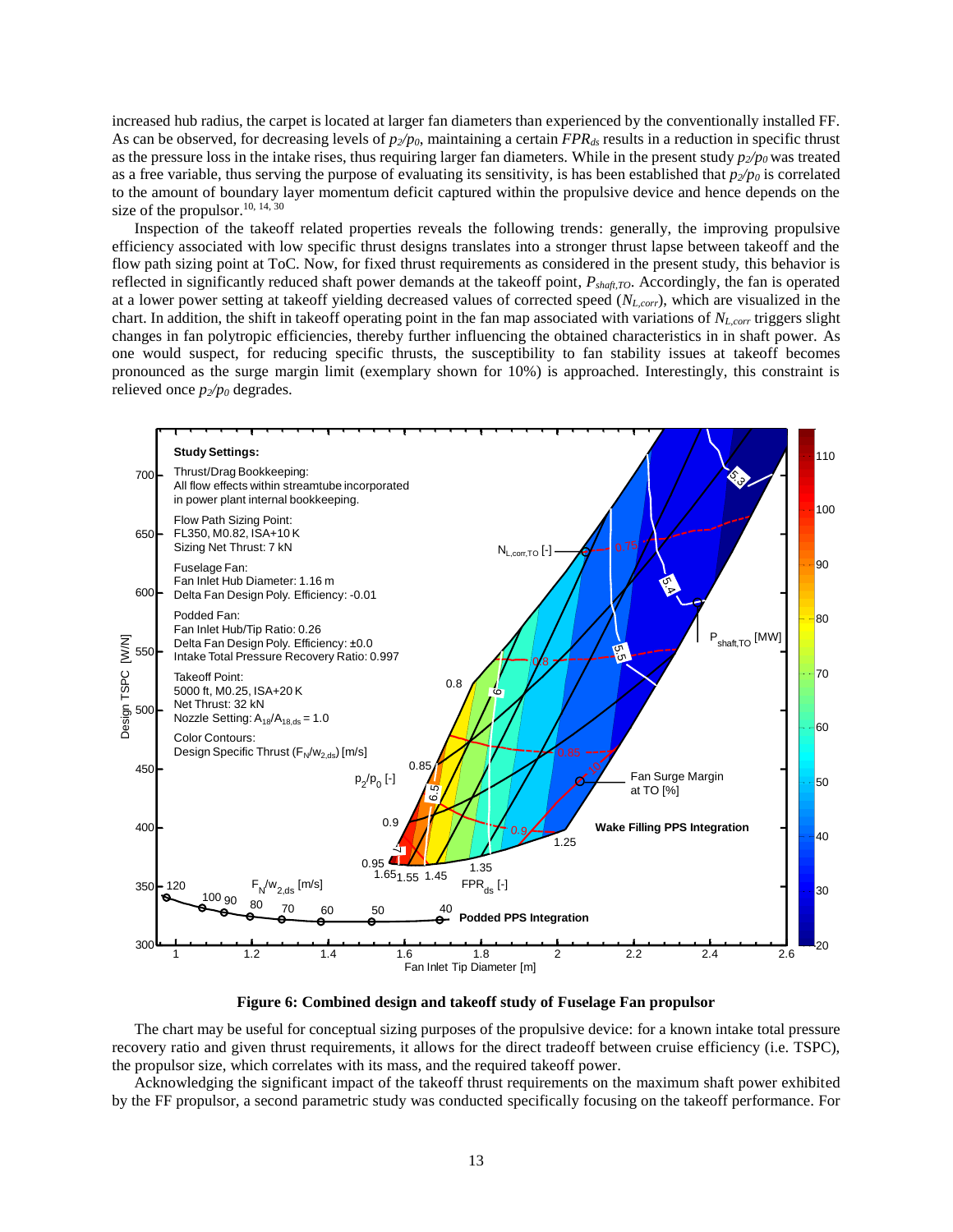increased hub radius, the carpet is located at larger fan diameters than experienced by the conventionally installed FF. As can be observed, for decreasing levels of $p_2/p_0$, maintaining a certain $FPR_{ds}$ results in a reduction in specific thrust as the pressure loss in the intake rises, thus requiring larger fan diameters. While in the present study $p_2/p_0$ was treated as a free variable, thus serving the purpose of evaluating its sensitivity, is has been established that $p_2/p_0$ is correlated to the amount of boundary layer momentum deficit captured within the propulsive device and hence depends on the size of the propulsor.[10, 14, 30]

Inspection of the takeoff related properties reveals the following trends: generally, the improving propulsive efficiency associated with low specific thrust designs translates into a stronger thrust lapse between takeoff and the flow path sizing point at ToC. Now, for fixed thrust requirements as considered in the present study, this behavior is reflected in significantly reduced shaft power demands at the takeoff point, $P_{shaft,TO}$. Accordingly, the fan is operated at a lower power setting at takeoff yielding decreased values of corrected speed ($N_{L,corr}$), which are visualized in the chart. In addition, the shift in takeoff operating point in the fan map associated with variations of $N_{L,corr}$ triggers slight changes in fan polytropic efficiencies, thereby further influencing the obtained characteristics in in shaft power. As one would suspect, for reducing specific thrusts, the susceptibility to fan stability issues at takeoff becomes pronounced as the surge margin limit (exemplary shown for 10%) is approached. Interestingly, this constraint is relieved once $p_2/p_0$ degrades.

**Figure 6: Combined design and takeoff study of Fuselage Fan propulsor**

The chart may be useful for conceptual sizing purposes of the propulsive device: for a known intake total pressure recovery ratio and given thrust requirements, it allows for the direct tradeoff between cruise efficiency (i.e. TSPC), the propulsor size, which correlates with its mass, and the required takeoff power.

Acknowledging the significant impact of the takeoff thrust requirements on the maximum shaft power exhibited by the FF propulsor, a second parametric study was conducted specifically focusing on the takeoff performance. For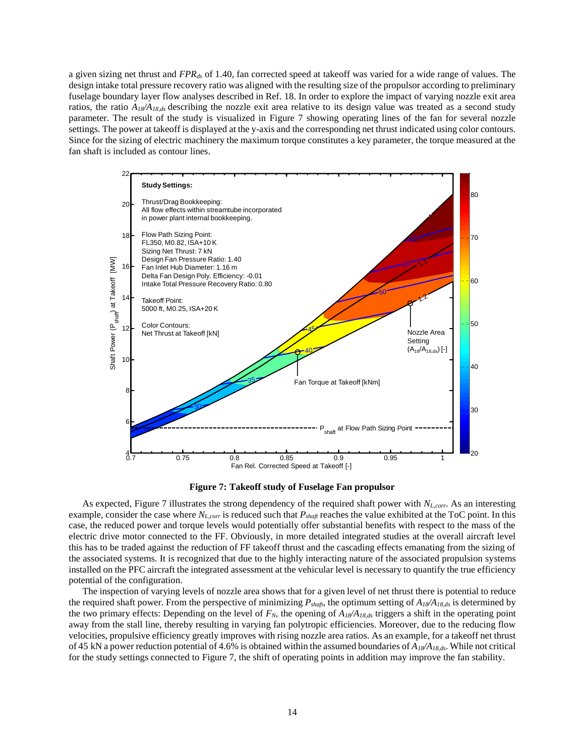a given sizing net thrust and $FPR_{ds}$ of 1.40, fan corrected speed at takeoff was varied for a wide range of values. The design intake total pressure recovery ratio was aligned with the resulting size of the propulsor according to preliminary fuselage boundary layer flow analyses described in Ref. 18. In order to explore the impact of varying nozzle exit area ratios, the ratio $A_{18}/A_{18,ds}$ describing the nozzle exit area relative to its design value was treated as a second study parameter. The result of the study is visualized in Figure 7 showing operating lines of the fan for several nozzle settings. The power at takeoff is displayed at the y-axis and the corresponding net thrust indicated using color contours. Since for the sizing of electric machinery the maximum torque constitutes a key parameter, the torque measured at the fan shaft is included as contour lines.

**Figure 7: Takeoff study of Fuselage Fan propulsor**

As expected, Figure 7 illustrates the strong dependency of the required shaft power with $N_{L,corr}$. As an interesting example, consider the case where $N_{L,corr}$ is reduced such that $P_{shaft}$ reaches the value exhibited at the ToC point. In this case, the reduced power and torque levels would potentially offer substantial benefits with respect to the mass of the electric drive motor connected to the FF. Obviously, in more detailed integrated studies at the overall aircraft level this has to be traded against the reduction of FF takeoff thrust and the cascading effects emanating from the sizing of the associated systems. It is recognized that due to the highly interacting nature of the associated propulsion systems installed on the PFC aircraft the integrated assessment at the vehicular level is necessary to quantify the true efficiency potential of the configuration.

The inspection of varying levels of nozzle area shows that for a given level of net thrust there is potential to reduce the required shaft power. From the perspective of minimizing $P_{shaft}$, the optimum setting of $A_{18}/A_{18,ds}$ is determined by the two primary effects: Depending on the level of $F_N$, the opening of $A_{18}/A_{18,ds}$ triggers a shift in the operating point away from the stall line, thereby resulting in varying fan polytropic efficiencies. Moreover, due to the reducing flow velocities, propulsive efficiency greatly improves with rising nozzle area ratios. As an example, for a takeoff net thrust of 45 kN a power reduction potential of 4.6% is obtained within the assumed boundaries of $A_{18}/A_{18,ds}$. While not critical for the study settings connected to Figure 7, the shift of operating points in addition may improve the fan stability.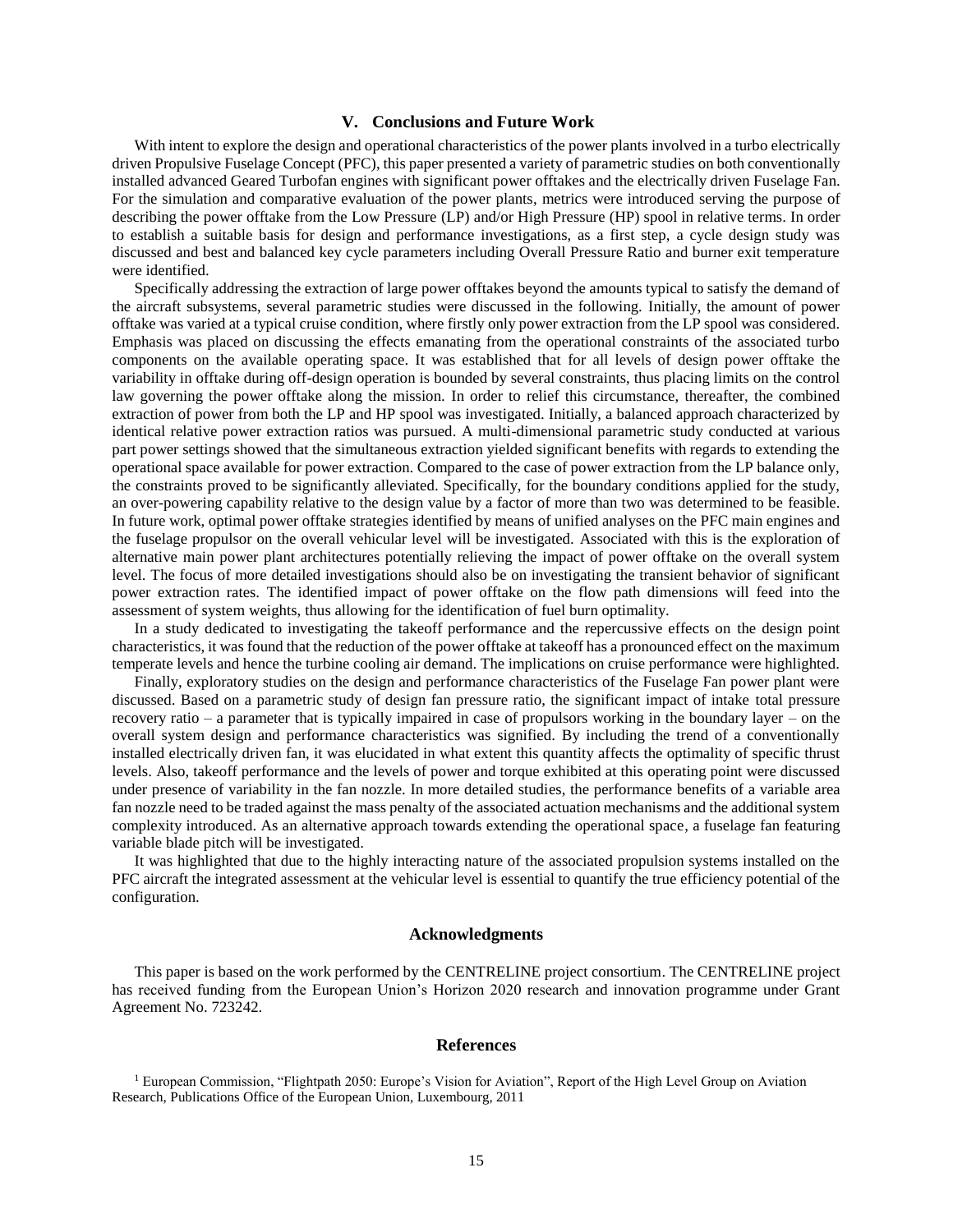## V. Conclusions and Future Work

With intent to explore the design and operational characteristics of the power plants involved in a turbo electrically driven Propulsive Fuselage Concept (PFC), this paper presented a variety of parametric studies on both conventionally installed advanced Geared Turbofan engines with significant power offtakes and the electrically driven Fuselage Fan. For the simulation and comparative evaluation of the power plants, metrics were introduced serving the purpose of describing the power offtake from the Low Pressure (LP) and/or High Pressure (HP) spool in relative terms. In order to establish a suitable basis for design and performance investigations, as a first step, a cycle design study was discussed and best and balanced key cycle parameters including Overall Pressure Ratio and burner exit temperature were identified.

Specifically addressing the extraction of large power offtakes beyond the amounts typical to satisfy the demand of the aircraft subsystems, several parametric studies were discussed in the following. Initially, the amount of power offtake was varied at a typical cruise condition, where firstly only power extraction from the LP spool was considered. Emphasis was placed on discussing the effects emanating from the operational constraints of the associated turbo components on the available operating space. It was established that for all levels of design power offtake the variability in offtake during off-design operation is bounded by several constraints, thus placing limits on the control law governing the power offtake along the mission. In order to relief this circumstance, thereafter, the combined extraction of power from both the LP and HP spool was investigated. Initially, a balanced approach characterized by identical relative power extraction ratios was pursued. A multi-dimensional parametric study conducted at various part power settings showed that the simultaneous extraction yielded significant benefits with regards to extending the operational space available for power extraction. Compared to the case of power extraction from the LP balance only, the constraints proved to be significantly alleviated. Specifically, for the boundary conditions applied for the study, an over-powering capability relative to the design value by a factor of more than two was determined to be feasible. In future work, optimal power offtake strategies identified by means of unified analyses on the PFC main engines and the fuselage propulsor on the overall vehicular level will be investigated. Associated with this is the exploration of alternative main power plant architectures potentially relieving the impact of power offtake on the overall system level. The focus of more detailed investigations should also be on investigating the transient behavior of significant power extraction rates. The identified impact of power offtake on the flow path dimensions will feed into the assessment of system weights, thus allowing for the identification of fuel burn optimality.

In a study dedicated to investigating the takeoff performance and the repercussive effects on the design point characteristics, it was found that the reduction of the power offtake at takeoff has a pronounced effect on the maximum temperate levels and hence the turbine cooling air demand. The implications on cruise performance were highlighted.

Finally, exploratory studies on the design and performance characteristics of the Fuselage Fan power plant were discussed. Based on a parametric study of design fan pressure ratio, the significant impact of intake total pressure recovery ratio – a parameter that is typically impaired in case of propulsors working in the boundary layer – on the overall system design and performance characteristics was signified. By including the trend of a conventionally installed electrically driven fan, it was elucidated in what extent this quantity affects the optimality of specific thrust levels. Also, takeoff performance and the levels of power and torque exhibited at this operating point were discussed under presence of variability in the fan nozzle. In more detailed studies, the performance benefits of a variable area fan nozzle need to be traded against the mass penalty of the associated actuation mechanisms and the additional system complexity introduced. As an alternative approach towards extending the operational space, a fuselage fan featuring variable blade pitch will be investigated.

It was highlighted that due to the highly interacting nature of the associated propulsion systems installed on the PFC aircraft the integrated assessment at the vehicular level is essential to quantify the true efficiency potential of the configuration.

## Acknowledgments

This paper is based on the work performed by the CENTRELINE project consortium. The CENTRELINE project has received funding from the European Union's Horizon 2020 research and innovation programme under Grant Agreement No. 723242.

## References

[1] European Commission, "Flightpath 2050: Europe's Vision for Aviation", Report of the High Level Group on Aviation Research, Publications Office of the European Union, Luxembourg, 2011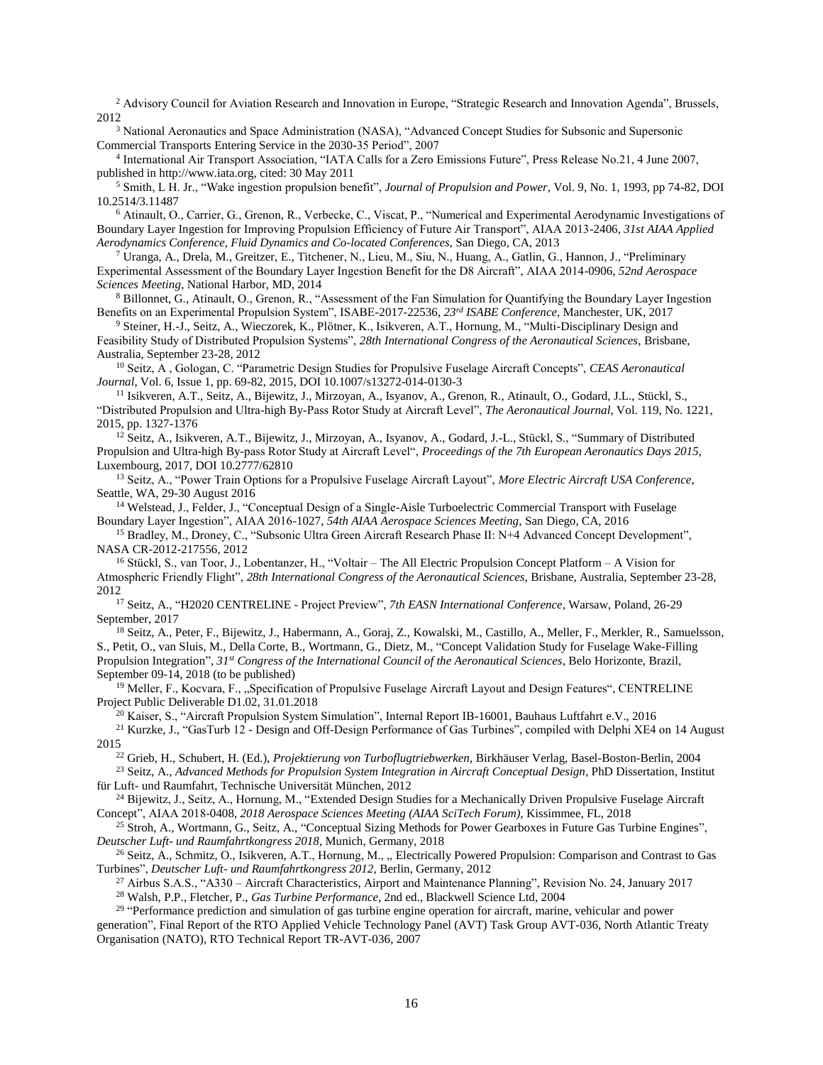[2] Advisory Council for Aviation Research and Innovation in Europe, "Strategic Research and Innovation Agenda", Brussels, 2012

[3] National Aeronautics and Space Administration (NASA), "Advanced Concept Studies for Subsonic and Supersonic Commercial Transports Entering Service in the 2030-35 Period", 2007

[4] International Air Transport Association, "IATA Calls for a Zero Emissions Future", Press Release No.21, 4 June 2007, published in http://www.iata.org, cited: 30 May 2011

[5] Smith, L H. Jr., "Wake ingestion propulsion benefit", *Journal of Propulsion and Power*, Vol. 9, No. 1, 1993, pp 74-82, DOI 10.2514/3.11487

[6] Atinault, O., Carrier, G., Grenon, R., Verbecke, C., Viscat, P., "Numerical and Experimental Aerodynamic Investigations of Boundary Layer Ingestion for Improving Propulsion Efficiency of Future Air Transport", AIAA 2013-2406, *31st AIAA Applied Aerodynamics Conference, Fluid Dynamics and Co-located Conferences*, San Diego, CA, 2013

[7] Uranga, A., Drela, M., Greitzer, E., Titchener, N., Lieu, M., Siu, N., Huang, A., Gatlin, G., Hannon, J., "Preliminary Experimental Assessment of the Boundary Layer Ingestion Benefit for the D8 Aircraft", AIAA 2014-0906, *52nd Aerospace Sciences Meeting*, National Harbor, MD, 2014

[8] Billonnet, G., Atinault, O., Grenon, R., "Assessment of the Fan Simulation for Quantifying the Boundary Layer Ingestion Benefits on an Experimental Propulsion System", ISABE-2017-22536, *23rd ISABE Conference*, Manchester, UK, 2017

[9] Steiner, H.-J., Seitz, A., Wieczorek, K., Plötner, K., Isikveren, A.T., Hornung, M., "Multi-Disciplinary Design and Feasibility Study of Distributed Propulsion Systems", *28th International Congress of the Aeronautical Sciences*, Brisbane, Australia, September 23-28, 2012

[10] Seitz, A , Gologan, C. "Parametric Design Studies for Propulsive Fuselage Aircraft Concepts", *CEAS Aeronautical Journal*, Vol. 6, Issue 1, pp. 69-82, 2015, DOI 10.1007/s13272-014-0130-3

[11] Isikveren, A.T., Seitz, A., Bijewitz, J., Mirzoyan, A., Isyanov, A., Grenon, R., Atinault, O., Godard, J.L., Stückl, S., "Distributed Propulsion and Ultra-high By-Pass Rotor Study at Aircraft Level", *The Aeronautical Journal*, Vol. 119, No. 1221, 2015, pp. 1327-1376

[12] Seitz, A., Isikveren, A.T., Bijewitz, J., Mirzoyan, A., Isyanov, A., Godard, J.-L., Stückl, S., "Summary of Distributed Propulsion and Ultra-high By-pass Rotor Study at Aircraft Level", *Proceedings of the 7th European Aeronautics Days 2015*, Luxembourg, 2017, DOI 10.2777/62810

[13] Seitz, A., "Power Train Options for a Propulsive Fuselage Aircraft Layout", *More Electric Aircraft USA Conference*, Seattle, WA, 29-30 August 2016

[14] Welstead, J., Felder, J., "Conceptual Design of a Single-Aisle Turboelectric Commercial Transport with Fuselage Boundary Layer Ingestion", AIAA 2016-1027, *54th AIAA Aerospace Sciences Meeting*, San Diego, CA, 2016

[15] Bradley, M., Droney, C., "Subsonic Ultra Green Aircraft Research Phase II: N+4 Advanced Concept Development", NASA CR-2012-217556, 2012

[16] Stückl, S., van Toor, J., Lobentanzer, H., "Voltair – The All Electric Propulsion Concept Platform – A Vision for Atmospheric Friendly Flight", *28th International Congress of the Aeronautical Sciences*, Brisbane, Australia, September 23-28, 2012

[17] Seitz, A., "H2020 CENTRELINE - Project Preview", *7th EASN International Conference*, Warsaw, Poland, 26-29 September, 2017

[18] Seitz, A., Peter, F., Bijewitz, J., Habermann, A., Goraj, Z., Kowalski, M., Castillo, A., Meller, F., Merkler, R., Samuelsson, S., Petit, O., van Sluis, M., Della Corte, B., Wortmann, G., Dietz, M., "Concept Validation Study for Fuselage Wake-Filling Propulsion Integration", *31st Congress of the International Council of the Aeronautical Sciences*, Belo Horizonte, Brazil, September 09-14, 2018 (to be published)

[19] Meller, F., Kocvara, F., „Specification of Propulsive Fuselage Aircraft Layout and Design Features", CENTRELINE Project Public Deliverable D1.02, 31.01.2018

[20] Kaiser, S., "Aircraft Propulsion System Simulation", Internal Report IB-16001, Bauhaus Luftfahrt e.V., 2016

[21] Kurzke, J., "GasTurb 12 - Design and Off-Design Performance of Gas Turbines", compiled with Delphi XE4 on 14 August 2015

[22] Grieb, H., Schubert, H. (Ed.), *Projektierung von Turboflugtriebwerken*, Birkhäuser Verlag, Basel-Boston-Berlin, 2004

[23] Seitz, A., *Advanced Methods for Propulsion System Integration in Aircraft Conceptual Design*, PhD Dissertation, Institut für Luft- und Raumfahrt, Technische Universität München, 2012

[24] Bijewitz, J., Seitz, A., Hornung, M., "Extended Design Studies for a Mechanically Driven Propulsive Fuselage Aircraft Concept", AIAA 2018-0408, *2018 Aerospace Sciences Meeting (AIAA SciTech Forum)*, Kissimmee, FL, 2018

[25] Stroh, A., Wortmann, G., Seitz, A., "Conceptual Sizing Methods for Power Gearboxes in Future Gas Turbine Engines", *Deutscher Luft- und Raumfahrtkongress 2018*, Munich, Germany, 2018

[26] Seitz, A., Schmitz, O., Isikveren, A.T., Hornung, M., „ Electrically Powered Propulsion: Comparison and Contrast to Gas Turbines", *Deutscher Luft- und Raumfahrtkongress 2012*, Berlin, Germany, 2012

[27] Airbus S.A.S., "A330 – Aircraft Characteristics, Airport and Maintenance Planning", Revision No. 24, January 2017

[28] Walsh, P.P., Fletcher, P., *Gas Turbine Performance*, 2nd ed., Blackwell Science Ltd, 2004

[29] "Performance prediction and simulation of gas turbine engine operation for aircraft, marine, vehicular and power generation", Final Report of the RTO Applied Vehicle Technology Panel (AVT) Task Group AVT-036, North Atlantic Treaty Organisation (NATO), RTO Technical Report TR-AVT-036, 2007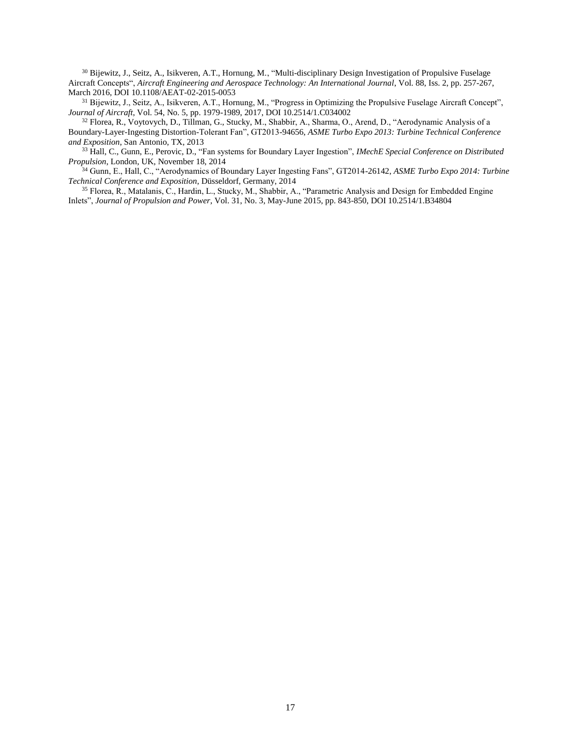[30] Bijewitz, J., Seitz, A., Isikveren, A.T., Hornung, M., "Multi-disciplinary Design Investigation of Propulsive Fuselage Aircraft Concepts", *Aircraft Engineering and Aerospace Technology: An International Journal*, Vol. 88, Iss. 2, pp. 257-267, March 2016, DOI 10.1108/AEAT-02-2015-0053

[31] Bijewitz, J., Seitz, A., Isikveren, A.T., Hornung, M., "Progress in Optimizing the Propulsive Fuselage Aircraft Concept", *Journal of Aircraft*, Vol. 54, No. 5, pp. 1979-1989, 2017, DOI 10.2514/1.C034002

[32] Florea, R., Voytovych, D., Tillman, G., Stucky, M., Shabbir, A., Sharma, O., Arend, D., "Aerodynamic Analysis of a Boundary-Layer-Ingesting Distortion-Tolerant Fan", GT2013-94656, *ASME Turbo Expo 2013: Turbine Technical Conference and Exposition*, San Antonio, TX, 2013

[33] Hall, C., Gunn, E., Perovic, D., "Fan systems for Boundary Layer Ingestion", *IMechE Special Conference on Distributed Propulsion*, London, UK, November 18, 2014

[34] Gunn, E., Hall, C., "Aerodynamics of Boundary Layer Ingesting Fans", GT2014-26142, *ASME Turbo Expo 2014: Turbine Technical Conference and Exposition*, Düsseldorf, Germany, 2014

[35] Florea, R., Matalanis, C., Hardin, L., Stucky, M., Shabbir, A., "Parametric Analysis and Design for Embedded Engine Inlets", *Journal of Propulsion and Power*, Vol. 31, No. 3, May-June 2015, pp. 843-850, DOI 10.2514/1.B34804